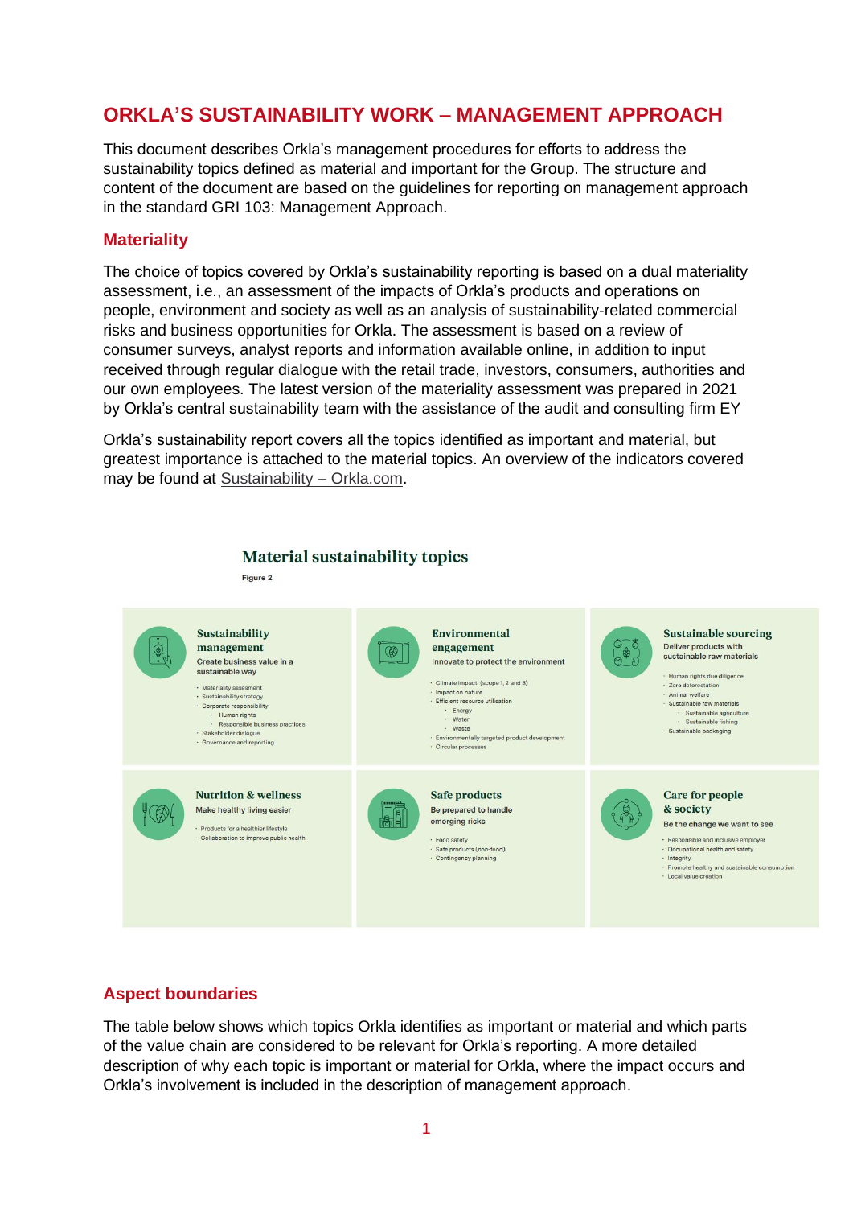# ORKLA'S SUSTAINABILITY WORK – MANAGEMENT APPROACH

This document describes Orkla's management procedures for efforts to address the sustainability topics defined as material and important for the Group. The structure and content of the document are based on the guidelines for reporting on management approach in the standard GRI 103: Management Approach.

## Materiality

The choice of topics covered by Orkla's sustainability reporting is based on a dual materiality assessment, i.e., an assessment of the impacts of Orkla's products and operations on people, environment and society as well as an analysis of sustainability-related commercial risks and business opportunities for Orkla. The assessment is based on a review of consumer surveys, analyst reports and information available online, in addition to input received through regular dialogue with the retail trade, investors, consumers, authorities and our own employees. The latest version of the materiality assessment was prepared in 2021 by Orkla's central sustainability team with the assistance of the audit and consulting firm EY

Orkla's sustainability report covers all the topics identified as important and material, but greatest importance is attached to the material topics. An overview of the indicators covered may be found at Sustainability – Orkla.com.

### Material sustainability topics

Figure 2

**Sustainability management**
Create business value in a sustainable way
- Materiality assessment
- Sustainability strategy
- Corporate responsibility
  - Human rights
  - Responsible business practices
- Stakeholder dialogue
- Governance and reporting

**Environmental engagement**
Innovate to protect the environment
- Climate impact (scope 1, 2 and 3)
- Impact on nature
- Efficient resource utilisation
  - Energy
  - Water
  - Waste
- Environmentally targeted product development
- Circular processes

**Sustainable sourcing**
Deliver products with sustainable raw materials
- Human rights due diligence
- Zero deforestation
- Animal welfare
- Sustainable raw materials
  - Sustainable agriculture
  - Sustainable fishing
- Sustainable packaging

**Nutrition & wellness**
Make healthy living easier
- Products for a healthier lifestyle
- Collaboration to improve public health

**Safe products**
Be prepared to handle emerging risks
- Food safety
- Safe products (non-food)
- Contingency planning

**Care for people & society**
Be the change we want to see
- Responsible and inclusive employer
- Occupational health and safety
- Integrity
- Promote healthy and sustainable consumption
- Local value creation

## Aspect boundaries

The table below shows which topics Orkla identifies as important or material and which parts of the value chain are considered to be relevant for Orkla's reporting. A more detailed description of why each topic is important or material for Orkla, where the impact occurs and Orkla's involvement is included in the description of management approach.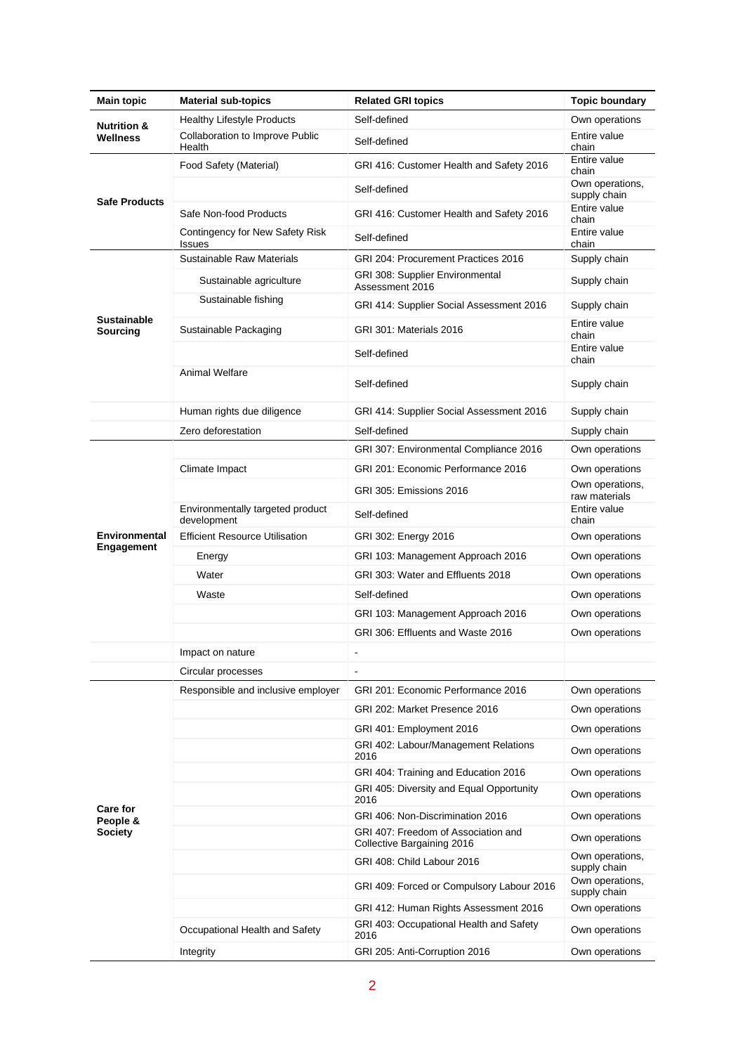| Main topic | Material sub-topics | Related GRI topics | Topic boundary |
|---|---|---|---|
| **Nutrition & Wellness** | Healthy Lifestyle Products | Self-defined | Own operations |
| | Collaboration to Improve Public Health | Self-defined | Entire value chain |
| **Safe Products** | Food Safety (Material) | GRI 416: Customer Health and Safety 2016 | Entire value chain |
| | | Self-defined | Own operations, supply chain |
| | Safe Non-food Products | GRI 416: Customer Health and Safety 2016 | Entire value chain |
| | Contingency for New Safety Risk Issues | Self-defined | Entire value chain |
| **Sustainable Sourcing** | Sustainable Raw Materials | GRI 204: Procurement Practices 2016 | Supply chain |
| | Sustainable agriculture | GRI 308: Supplier Environmental Assessment 2016 | Supply chain |
| | Sustainable fishing | GRI 414: Supplier Social Assessment 2016 | Supply chain |
| | Sustainable Packaging | GRI 301: Materials 2016 | Entire value chain |
| | | Self-defined | Entire value chain |
| | Animal Welfare | Self-defined | Supply chain |
| | Human rights due diligence | GRI 414: Supplier Social Assessment 2016 | Supply chain |
| | Zero deforestation | Self-defined | Supply chain |
| **Environmental Engagement** | | GRI 307: Environmental Compliance 2016 | Own operations |
| | Climate Impact | GRI 201: Economic Performance 2016 | Own operations |
| | | GRI 305: Emissions 2016 | Own operations, raw materials |
| | Environmentally targeted product development | Self-defined | Entire value chain |
| | Efficient Resource Utilisation | GRI 302: Energy 2016 | Own operations |
| | Energy | GRI 103: Management Approach 2016 | Own operations |
| | Water | GRI 303: Water and Effluents 2018 | Own operations |
| | Waste | Self-defined | Own operations |
| | | GRI 103: Management Approach 2016 | Own operations |
| | | GRI 306: Effluents and Waste 2016 | Own operations |
| | Impact on nature | - | |
| | Circular processes | - | |
| **Care for People & Society** | Responsible and inclusive employer | GRI 201: Economic Performance 2016 | Own operations |
| | | GRI 202: Market Presence 2016 | Own operations |
| | | GRI 401: Employment 2016 | Own operations |
| | | GRI 402: Labour/Management Relations 2016 | Own operations |
| | | GRI 404: Training and Education 2016 | Own operations |
| | | GRI 405: Diversity and Equal Opportunity 2016 | Own operations |
| | | GRI 406: Non-Discrimination 2016 | Own operations |
| | | GRI 407: Freedom of Association and Collective Bargaining 2016 | Own operations |
| | | GRI 408: Child Labour 2016 | Own operations, supply chain |
| | | GRI 409: Forced or Compulsory Labour 2016 | Own operations, supply chain |
| | | GRI 412: Human Rights Assessment 2016 | Own operations |
| | Occupational Health and Safety | GRI 403: Occupational Health and Safety 2016 | Own operations |
| | Integrity | GRI 205: Anti-Corruption 2016 | Own operations |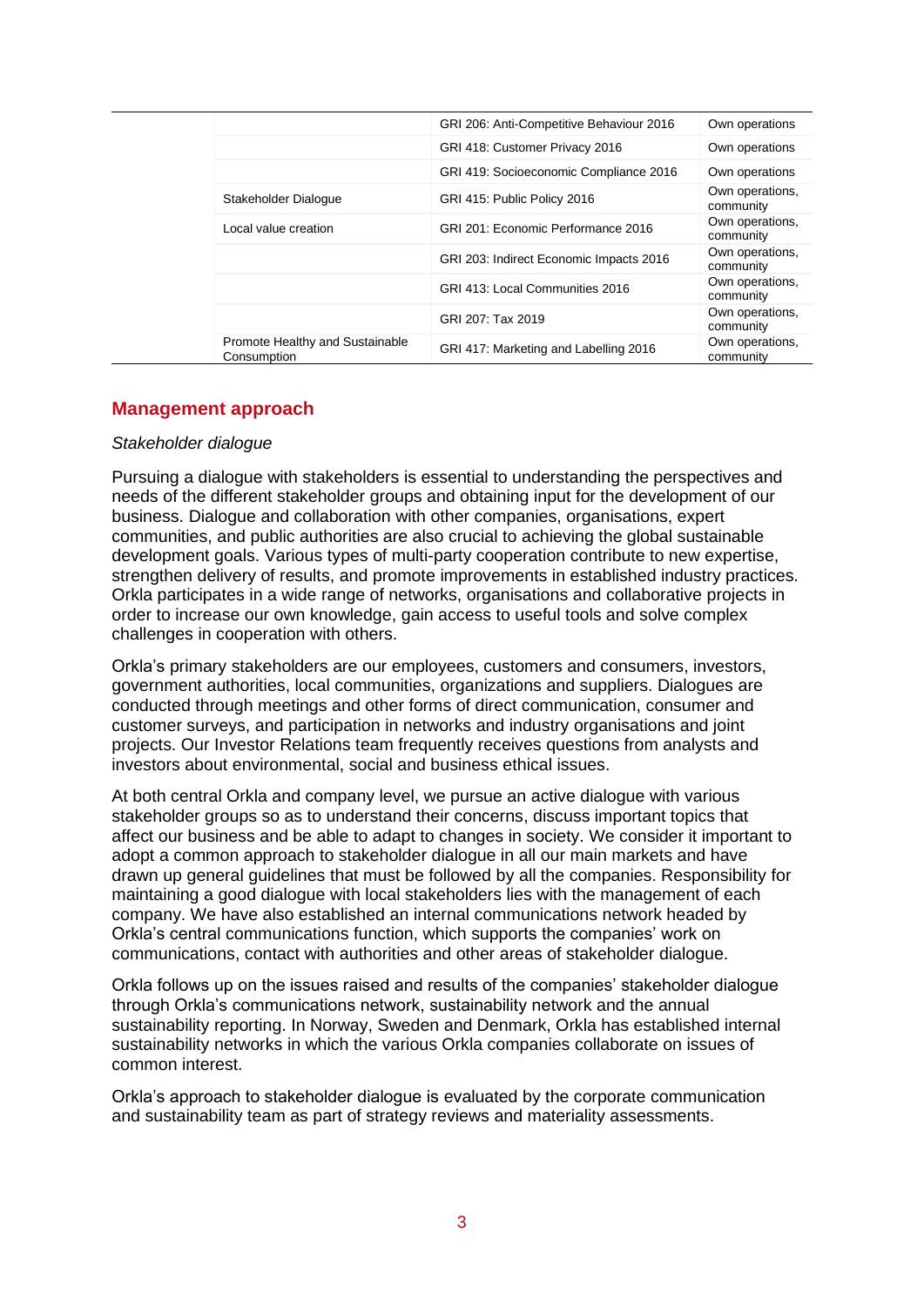| | | |
|---|---|---|
| | GRI 206: Anti-Competitive Behaviour 2016 | Own operations |
| | GRI 418: Customer Privacy 2016 | Own operations |
| | GRI 419: Socioeconomic Compliance 2016 | Own operations |
| Stakeholder Dialogue | GRI 415: Public Policy 2016 | Own operations, community |
| Local value creation | GRI 201: Economic Performance 2016 | Own operations, community |
| | GRI 203: Indirect Economic Impacts 2016 | Own operations, community |
| | GRI 413: Local Communities 2016 | Own operations, community |
| | GRI 207: Tax 2019 | Own operations, community |
| Promote Healthy and Sustainable Consumption | GRI 417: Marketing and Labelling 2016 | Own operations, community |

## Management approach

*Stakeholder dialogue*

Pursuing a dialogue with stakeholders is essential to understanding the perspectives and needs of the different stakeholder groups and obtaining input for the development of our business. Dialogue and collaboration with other companies, organisations, expert communities, and public authorities are also crucial to achieving the global sustainable development goals. Various types of multi-party cooperation contribute to new expertise, strengthen delivery of results, and promote improvements in established industry practices. Orkla participates in a wide range of networks, organisations and collaborative projects in order to increase our own knowledge, gain access to useful tools and solve complex challenges in cooperation with others.

Orkla's primary stakeholders are our employees, customers and consumers, investors, government authorities, local communities, organizations and suppliers. Dialogues are conducted through meetings and other forms of direct communication, consumer and customer surveys, and participation in networks and industry organisations and joint projects. Our Investor Relations team frequently receives questions from analysts and investors about environmental, social and business ethical issues.

At both central Orkla and company level, we pursue an active dialogue with various stakeholder groups so as to understand their concerns, discuss important topics that affect our business and be able to adapt to changes in society. We consider it important to adopt a common approach to stakeholder dialogue in all our main markets and have drawn up general guidelines that must be followed by all the companies. Responsibility for maintaining a good dialogue with local stakeholders lies with the management of each company. We have also established an internal communications network headed by Orkla's central communications function, which supports the companies' work on communications, contact with authorities and other areas of stakeholder dialogue.

Orkla follows up on the issues raised and results of the companies' stakeholder dialogue through Orkla's communications network, sustainability network and the annual sustainability reporting. In Norway, Sweden and Denmark, Orkla has established internal sustainability networks in which the various Orkla companies collaborate on issues of common interest.

Orkla's approach to stakeholder dialogue is evaluated by the corporate communication and sustainability team as part of strategy reviews and materiality assessments.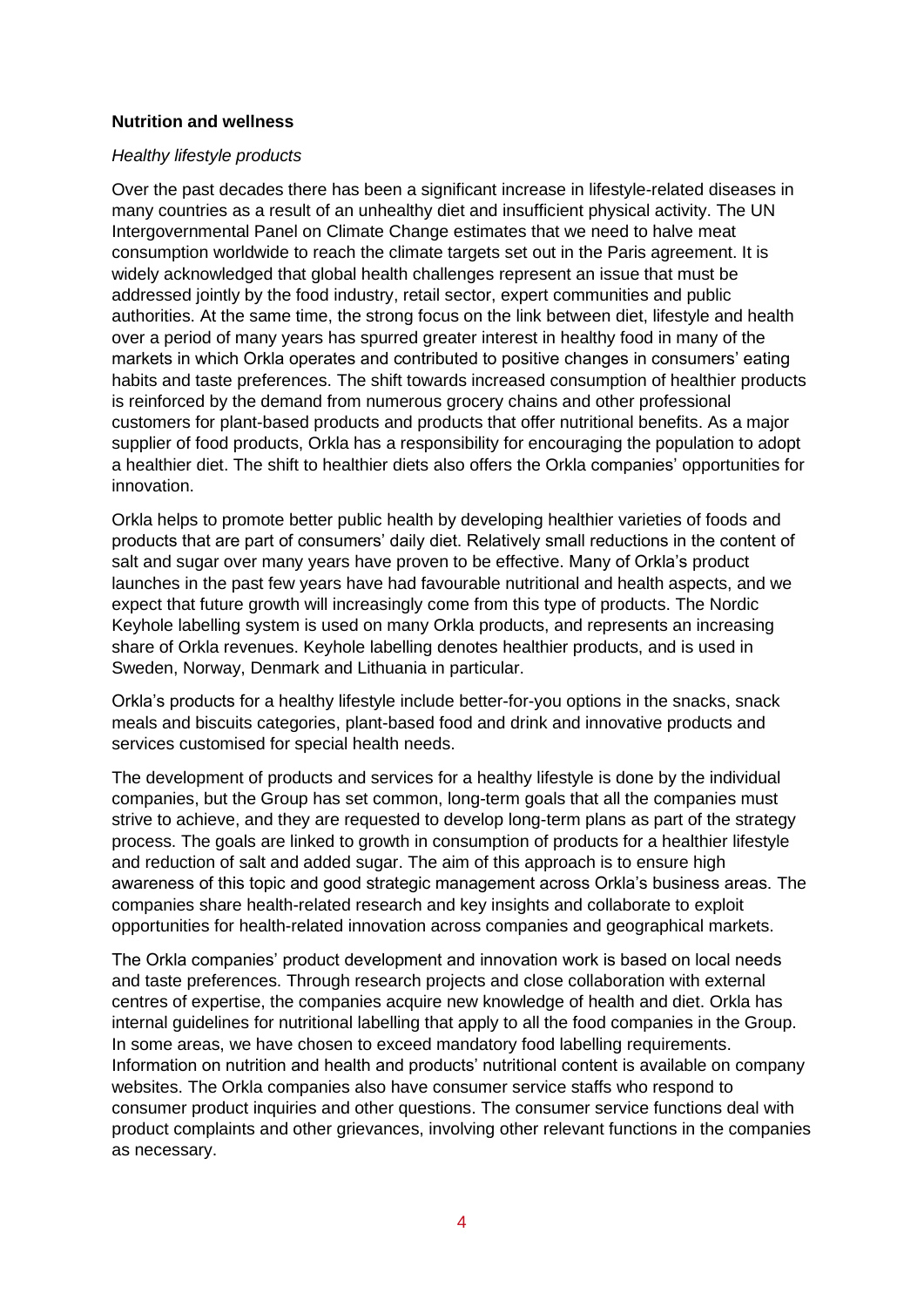**Nutrition and wellness**

*Healthy lifestyle products*

Over the past decades there has been a significant increase in lifestyle-related diseases in many countries as a result of an unhealthy diet and insufficient physical activity. The UN Intergovernmental Panel on Climate Change estimates that we need to halve meat consumption worldwide to reach the climate targets set out in the Paris agreement. It is widely acknowledged that global health challenges represent an issue that must be addressed jointly by the food industry, retail sector, expert communities and public authorities. At the same time, the strong focus on the link between diet, lifestyle and health over a period of many years has spurred greater interest in healthy food in many of the markets in which Orkla operates and contributed to positive changes in consumers' eating habits and taste preferences. The shift towards increased consumption of healthier products is reinforced by the demand from numerous grocery chains and other professional customers for plant-based products and products that offer nutritional benefits. As a major supplier of food products, Orkla has a responsibility for encouraging the population to adopt a healthier diet. The shift to healthier diets also offers the Orkla companies' opportunities for innovation.

Orkla helps to promote better public health by developing healthier varieties of foods and products that are part of consumers' daily diet. Relatively small reductions in the content of salt and sugar over many years have proven to be effective. Many of Orkla's product launches in the past few years have had favourable nutritional and health aspects, and we expect that future growth will increasingly come from this type of products. The Nordic Keyhole labelling system is used on many Orkla products, and represents an increasing share of Orkla revenues. Keyhole labelling denotes healthier products, and is used in Sweden, Norway, Denmark and Lithuania in particular.

Orkla's products for a healthy lifestyle include better-for-you options in the snacks, snack meals and biscuits categories, plant-based food and drink and innovative products and services customised for special health needs.

The development of products and services for a healthy lifestyle is done by the individual companies, but the Group has set common, long-term goals that all the companies must strive to achieve, and they are requested to develop long-term plans as part of the strategy process. The goals are linked to growth in consumption of products for a healthier lifestyle and reduction of salt and added sugar. The aim of this approach is to ensure high awareness of this topic and good strategic management across Orkla's business areas. The companies share health-related research and key insights and collaborate to exploit opportunities for health-related innovation across companies and geographical markets.

The Orkla companies' product development and innovation work is based on local needs and taste preferences. Through research projects and close collaboration with external centres of expertise, the companies acquire new knowledge of health and diet. Orkla has internal guidelines for nutritional labelling that apply to all the food companies in the Group. In some areas, we have chosen to exceed mandatory food labelling requirements. Information on nutrition and health and products' nutritional content is available on company websites. The Orkla companies also have consumer service staffs who respond to consumer product inquiries and other questions. The consumer service functions deal with product complaints and other grievances, involving other relevant functions in the companies as necessary.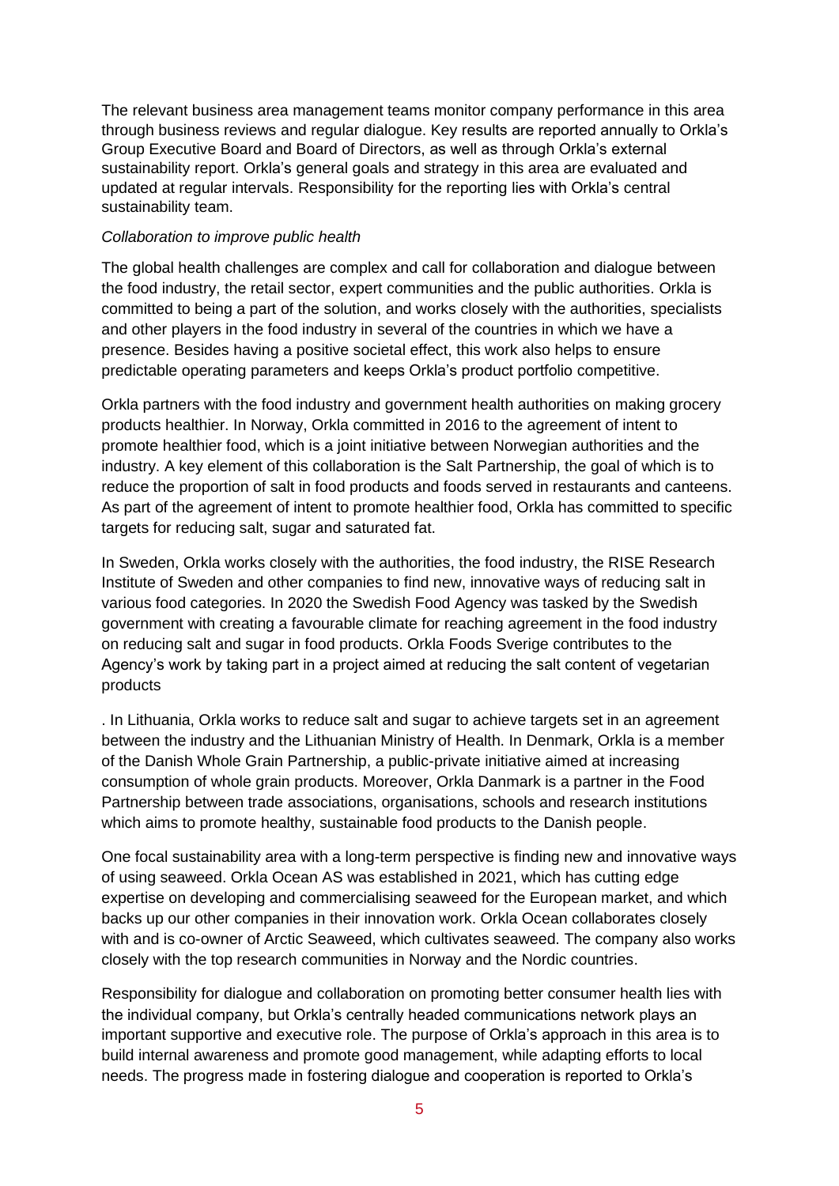The relevant business area management teams monitor company performance in this area through business reviews and regular dialogue. Key results are reported annually to Orkla's Group Executive Board and Board of Directors, as well as through Orkla's external sustainability report. Orkla's general goals and strategy in this area are evaluated and updated at regular intervals. Responsibility for the reporting lies with Orkla's central sustainability team.

*Collaboration to improve public health*

The global health challenges are complex and call for collaboration and dialogue between the food industry, the retail sector, expert communities and the public authorities. Orkla is committed to being a part of the solution, and works closely with the authorities, specialists and other players in the food industry in several of the countries in which we have a presence. Besides having a positive societal effect, this work also helps to ensure predictable operating parameters and keeps Orkla's product portfolio competitive.

Orkla partners with the food industry and government health authorities on making grocery products healthier. In Norway, Orkla committed in 2016 to the agreement of intent to promote healthier food, which is a joint initiative between Norwegian authorities and the industry. A key element of this collaboration is the Salt Partnership, the goal of which is to reduce the proportion of salt in food products and foods served in restaurants and canteens. As part of the agreement of intent to promote healthier food, Orkla has committed to specific targets for reducing salt, sugar and saturated fat.

In Sweden, Orkla works closely with the authorities, the food industry, the RISE Research Institute of Sweden and other companies to find new, innovative ways of reducing salt in various food categories. In 2020 the Swedish Food Agency was tasked by the Swedish government with creating a favourable climate for reaching agreement in the food industry on reducing salt and sugar in food products. Orkla Foods Sverige contributes to the Agency's work by taking part in a project aimed at reducing the salt content of vegetarian products

. In Lithuania, Orkla works to reduce salt and sugar to achieve targets set in an agreement between the industry and the Lithuanian Ministry of Health. In Denmark, Orkla is a member of the Danish Whole Grain Partnership, a public-private initiative aimed at increasing consumption of whole grain products. Moreover, Orkla Danmark is a partner in the Food Partnership between trade associations, organisations, schools and research institutions which aims to promote healthy, sustainable food products to the Danish people.

One focal sustainability area with a long-term perspective is finding new and innovative ways of using seaweed. Orkla Ocean AS was established in 2021, which has cutting edge expertise on developing and commercialising seaweed for the European market, and which backs up our other companies in their innovation work. Orkla Ocean collaborates closely with and is co-owner of Arctic Seaweed, which cultivates seaweed. The company also works closely with the top research communities in Norway and the Nordic countries.

Responsibility for dialogue and collaboration on promoting better consumer health lies with the individual company, but Orkla's centrally headed communications network plays an important supportive and executive role. The purpose of Orkla's approach in this area is to build internal awareness and promote good management, while adapting efforts to local needs. The progress made in fostering dialogue and cooperation is reported to Orkla's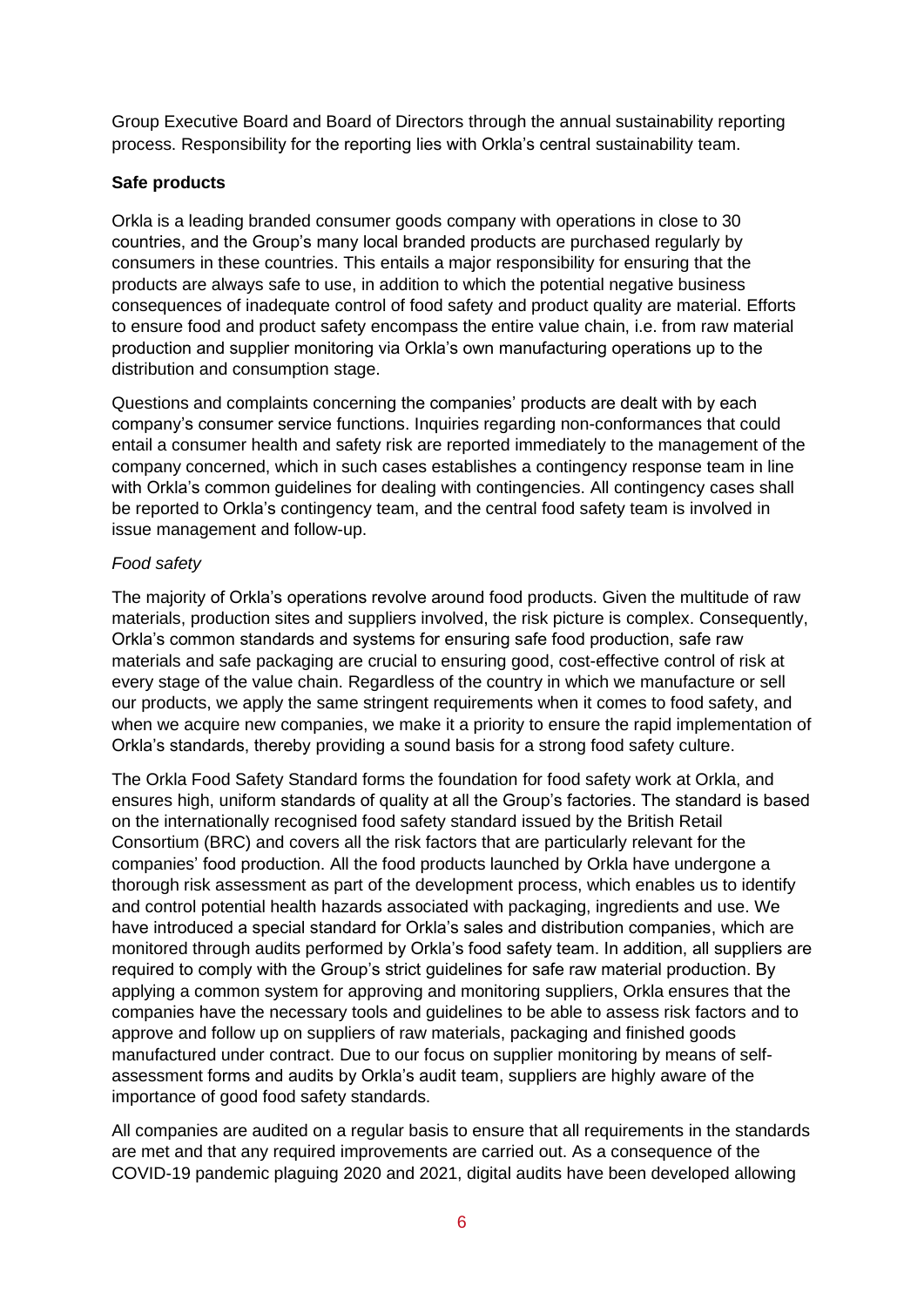Group Executive Board and Board of Directors through the annual sustainability reporting process. Responsibility for the reporting lies with Orkla's central sustainability team.

**Safe products**

Orkla is a leading branded consumer goods company with operations in close to 30 countries, and the Group's many local branded products are purchased regularly by consumers in these countries. This entails a major responsibility for ensuring that the products are always safe to use, in addition to which the potential negative business consequences of inadequate control of food safety and product quality are material. Efforts to ensure food and product safety encompass the entire value chain, i.e. from raw material production and supplier monitoring via Orkla's own manufacturing operations up to the distribution and consumption stage.

Questions and complaints concerning the companies' products are dealt with by each company's consumer service functions. Inquiries regarding non-conformances that could entail a consumer health and safety risk are reported immediately to the management of the company concerned, which in such cases establishes a contingency response team in line with Orkla's common guidelines for dealing with contingencies. All contingency cases shall be reported to Orkla's contingency team, and the central food safety team is involved in issue management and follow-up.

*Food safety*

The majority of Orkla's operations revolve around food products. Given the multitude of raw materials, production sites and suppliers involved, the risk picture is complex. Consequently, Orkla's common standards and systems for ensuring safe food production, safe raw materials and safe packaging are crucial to ensuring good, cost-effective control of risk at every stage of the value chain. Regardless of the country in which we manufacture or sell our products, we apply the same stringent requirements when it comes to food safety, and when we acquire new companies, we make it a priority to ensure the rapid implementation of Orkla's standards, thereby providing a sound basis for a strong food safety culture.

The Orkla Food Safety Standard forms the foundation for food safety work at Orkla, and ensures high, uniform standards of quality at all the Group's factories. The standard is based on the internationally recognised food safety standard issued by the British Retail Consortium (BRC) and covers all the risk factors that are particularly relevant for the companies' food production. All the food products launched by Orkla have undergone a thorough risk assessment as part of the development process, which enables us to identify and control potential health hazards associated with packaging, ingredients and use. We have introduced a special standard for Orkla's sales and distribution companies, which are monitored through audits performed by Orkla's food safety team. In addition, all suppliers are required to comply with the Group's strict guidelines for safe raw material production. By applying a common system for approving and monitoring suppliers, Orkla ensures that the companies have the necessary tools and guidelines to be able to assess risk factors and to approve and follow up on suppliers of raw materials, packaging and finished goods manufactured under contract. Due to our focus on supplier monitoring by means of self-assessment forms and audits by Orkla's audit team, suppliers are highly aware of the importance of good food safety standards.

All companies are audited on a regular basis to ensure that all requirements in the standards are met and that any required improvements are carried out. As a consequence of the COVID-19 pandemic plaguing 2020 and 2021, digital audits have been developed allowing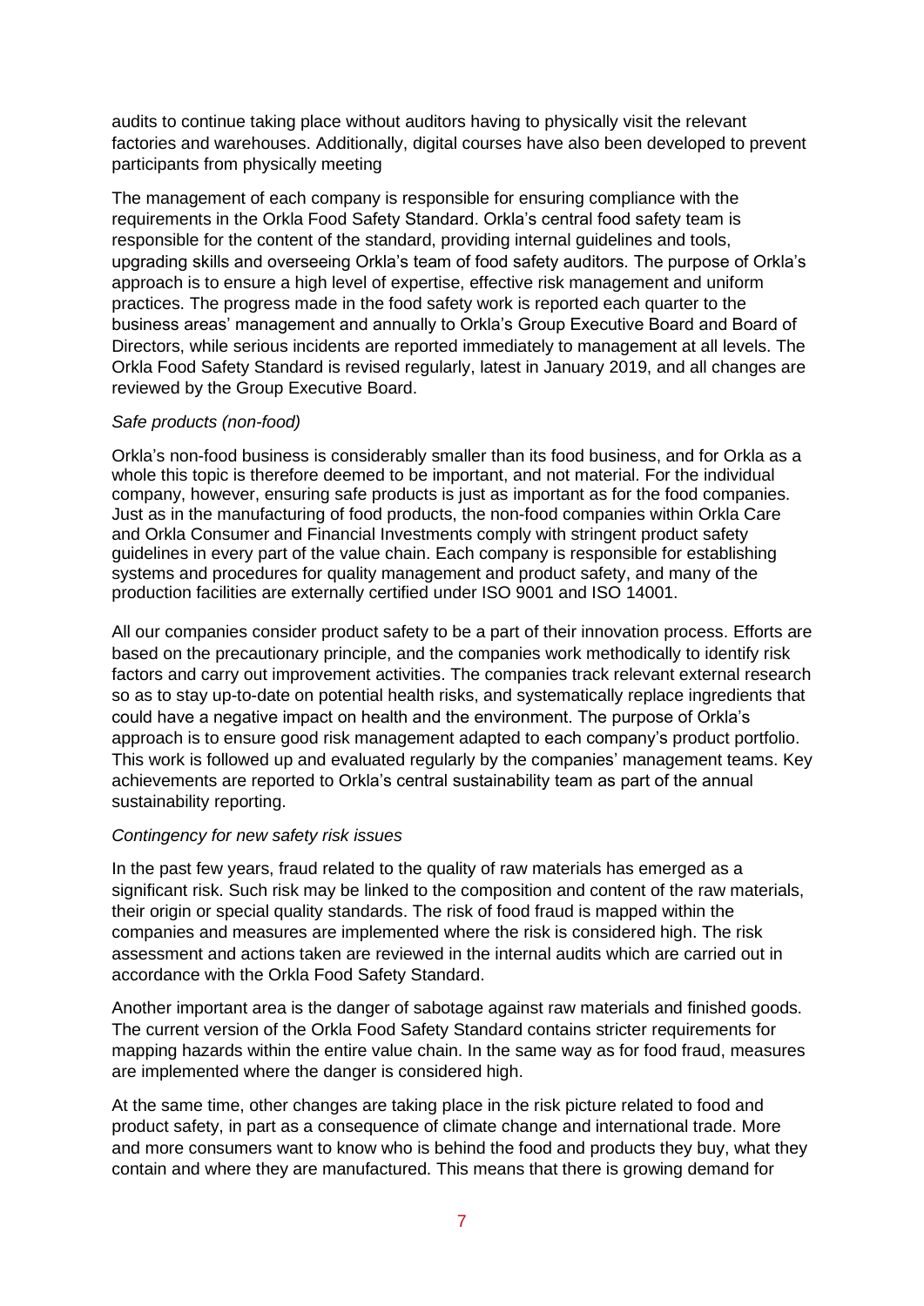audits to continue taking place without auditors having to physically visit the relevant factories and warehouses. Additionally, digital courses have also been developed to prevent participants from physically meeting

The management of each company is responsible for ensuring compliance with the requirements in the Orkla Food Safety Standard. Orkla's central food safety team is responsible for the content of the standard, providing internal guidelines and tools, upgrading skills and overseeing Orkla's team of food safety auditors. The purpose of Orkla's approach is to ensure a high level of expertise, effective risk management and uniform practices. The progress made in the food safety work is reported each quarter to the business areas' management and annually to Orkla's Group Executive Board and Board of Directors, while serious incidents are reported immediately to management at all levels. The Orkla Food Safety Standard is revised regularly, latest in January 2019, and all changes are reviewed by the Group Executive Board.

*Safe products (non-food)*

Orkla's non-food business is considerably smaller than its food business, and for Orkla as a whole this topic is therefore deemed to be important, and not material. For the individual company, however, ensuring safe products is just as important as for the food companies. Just as in the manufacturing of food products, the non-food companies within Orkla Care and Orkla Consumer and Financial Investments comply with stringent product safety guidelines in every part of the value chain. Each company is responsible for establishing systems and procedures for quality management and product safety, and many of the production facilities are externally certified under ISO 9001 and ISO 14001.

All our companies consider product safety to be a part of their innovation process. Efforts are based on the precautionary principle, and the companies work methodically to identify risk factors and carry out improvement activities. The companies track relevant external research so as to stay up-to-date on potential health risks, and systematically replace ingredients that could have a negative impact on health and the environment. The purpose of Orkla's approach is to ensure good risk management adapted to each company's product portfolio. This work is followed up and evaluated regularly by the companies' management teams. Key achievements are reported to Orkla's central sustainability team as part of the annual sustainability reporting.

*Contingency for new safety risk issues*

In the past few years, fraud related to the quality of raw materials has emerged as a significant risk. Such risk may be linked to the composition and content of the raw materials, their origin or special quality standards. The risk of food fraud is mapped within the companies and measures are implemented where the risk is considered high. The risk assessment and actions taken are reviewed in the internal audits which are carried out in accordance with the Orkla Food Safety Standard.

Another important area is the danger of sabotage against raw materials and finished goods. The current version of the Orkla Food Safety Standard contains stricter requirements for mapping hazards within the entire value chain. In the same way as for food fraud, measures are implemented where the danger is considered high.

At the same time, other changes are taking place in the risk picture related to food and product safety, in part as a consequence of climate change and international trade. More and more consumers want to know who is behind the food and products they buy, what they contain and where they are manufactured. This means that there is growing demand for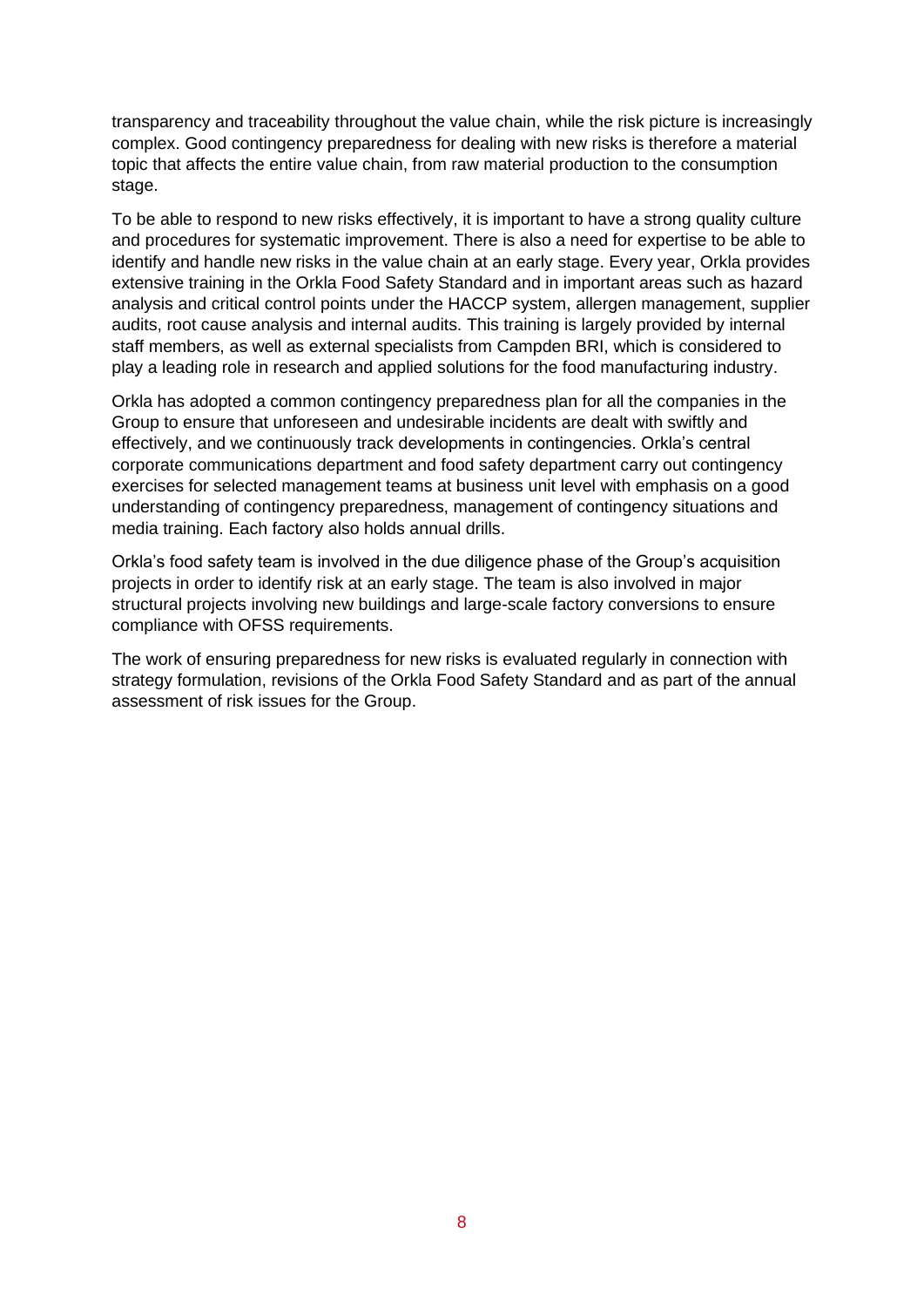transparency and traceability throughout the value chain, while the risk picture is increasingly complex. Good contingency preparedness for dealing with new risks is therefore a material topic that affects the entire value chain, from raw material production to the consumption stage.

To be able to respond to new risks effectively, it is important to have a strong quality culture and procedures for systematic improvement. There is also a need for expertise to be able to identify and handle new risks in the value chain at an early stage. Every year, Orkla provides extensive training in the Orkla Food Safety Standard and in important areas such as hazard analysis and critical control points under the HACCP system, allergen management, supplier audits, root cause analysis and internal audits. This training is largely provided by internal staff members, as well as external specialists from Campden BRI, which is considered to play a leading role in research and applied solutions for the food manufacturing industry.

Orkla has adopted a common contingency preparedness plan for all the companies in the Group to ensure that unforeseen and undesirable incidents are dealt with swiftly and effectively, and we continuously track developments in contingencies. Orkla's central corporate communications department and food safety department carry out contingency exercises for selected management teams at business unit level with emphasis on a good understanding of contingency preparedness, management of contingency situations and media training. Each factory also holds annual drills.

Orkla's food safety team is involved in the due diligence phase of the Group's acquisition projects in order to identify risk at an early stage. The team is also involved in major structural projects involving new buildings and large-scale factory conversions to ensure compliance with OFSS requirements.

The work of ensuring preparedness for new risks is evaluated regularly in connection with strategy formulation, revisions of the Orkla Food Safety Standard and as part of the annual assessment of risk issues for the Group.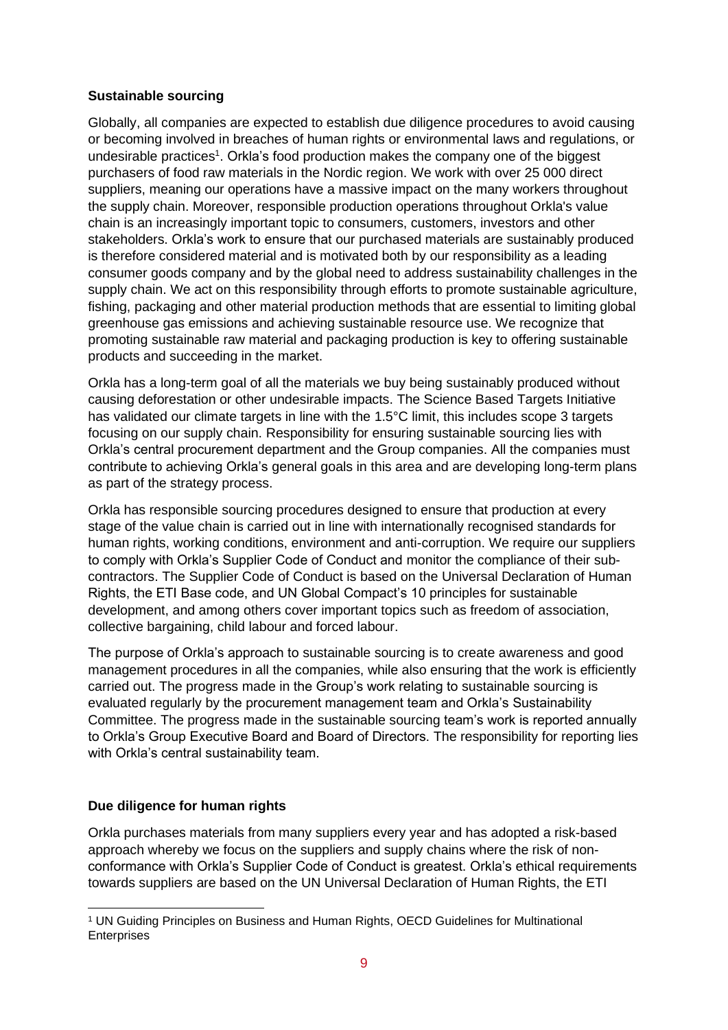**Sustainable sourcing**

Globally, all companies are expected to establish due diligence procedures to avoid causing or becoming involved in breaches of human rights or environmental laws and regulations, or undesirable practices[1]. Orkla's food production makes the company one of the biggest purchasers of food raw materials in the Nordic region. We work with over 25 000 direct suppliers, meaning our operations have a massive impact on the many workers throughout the supply chain. Moreover, responsible production operations throughout Orkla's value chain is an increasingly important topic to consumers, customers, investors and other stakeholders. Orkla's work to ensure that our purchased materials are sustainably produced is therefore considered material and is motivated both by our responsibility as a leading consumer goods company and by the global need to address sustainability challenges in the supply chain. We act on this responsibility through efforts to promote sustainable agriculture, fishing, packaging and other material production methods that are essential to limiting global greenhouse gas emissions and achieving sustainable resource use. We recognize that promoting sustainable raw material and packaging production is key to offering sustainable products and succeeding in the market.

Orkla has a long-term goal of all the materials we buy being sustainably produced without causing deforestation or other undesirable impacts. The Science Based Targets Initiative has validated our climate targets in line with the 1.5°C limit, this includes scope 3 targets focusing on our supply chain. Responsibility for ensuring sustainable sourcing lies with Orkla's central procurement department and the Group companies. All the companies must contribute to achieving Orkla's general goals in this area and are developing long-term plans as part of the strategy process.

Orkla has responsible sourcing procedures designed to ensure that production at every stage of the value chain is carried out in line with internationally recognised standards for human rights, working conditions, environment and anti-corruption. We require our suppliers to comply with Orkla's Supplier Code of Conduct and monitor the compliance of their sub-contractors. The Supplier Code of Conduct is based on the Universal Declaration of Human Rights, the ETI Base code, and UN Global Compact's 10 principles for sustainable development, and among others cover important topics such as freedom of association, collective bargaining, child labour and forced labour.

The purpose of Orkla's approach to sustainable sourcing is to create awareness and good management procedures in all the companies, while also ensuring that the work is efficiently carried out. The progress made in the Group's work relating to sustainable sourcing is evaluated regularly by the procurement management team and Orkla's Sustainability Committee. The progress made in the sustainable sourcing team's work is reported annually to Orkla's Group Executive Board and Board of Directors. The responsibility for reporting lies with Orkla's central sustainability team.

**Due diligence for human rights**

Orkla purchases materials from many suppliers every year and has adopted a risk-based approach whereby we focus on the suppliers and supply chains where the risk of non-conformance with Orkla's Supplier Code of Conduct is greatest. Orkla's ethical requirements towards suppliers are based on the UN Universal Declaration of Human Rights, the ETI

[1] UN Guiding Principles on Business and Human Rights, OECD Guidelines for Multinational Enterprises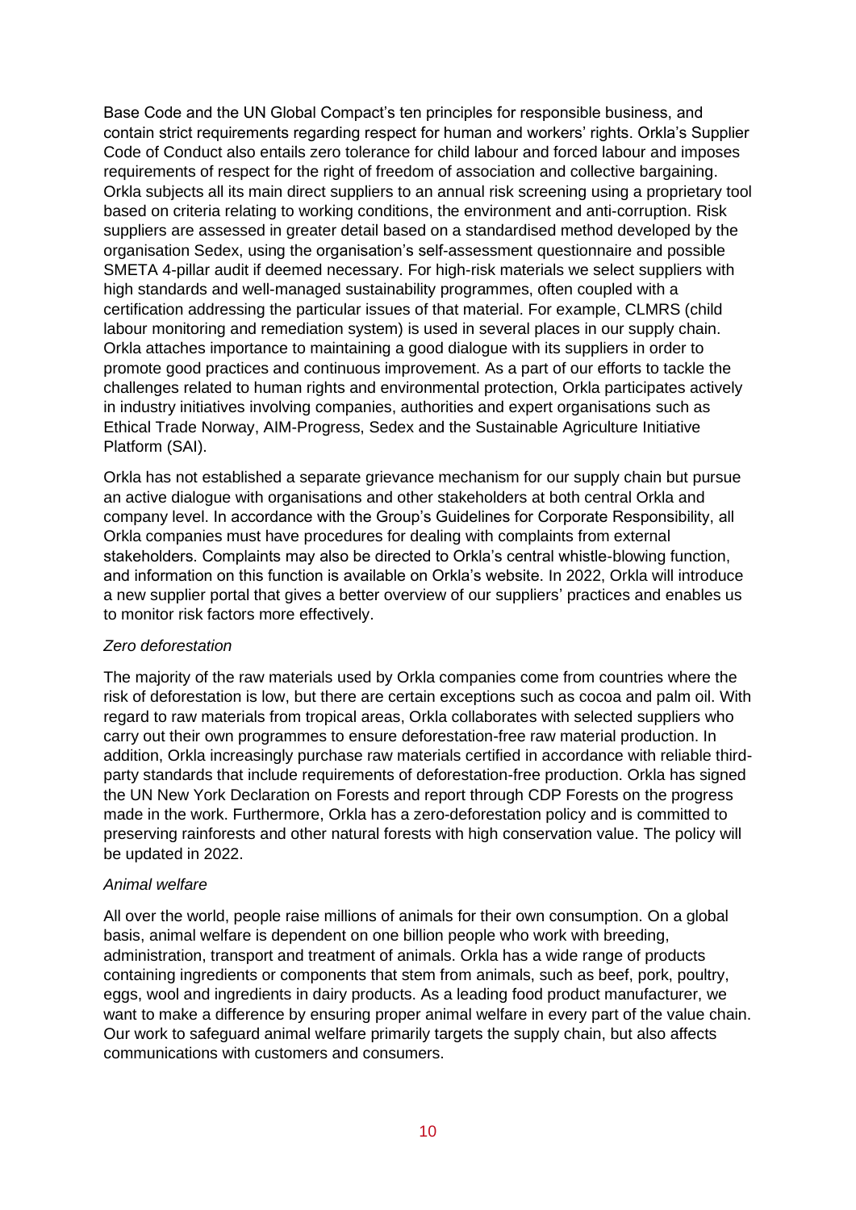Base Code and the UN Global Compact's ten principles for responsible business, and contain strict requirements regarding respect for human and workers' rights. Orkla's Supplier Code of Conduct also entails zero tolerance for child labour and forced labour and imposes requirements of respect for the right of freedom of association and collective bargaining. Orkla subjects all its main direct suppliers to an annual risk screening using a proprietary tool based on criteria relating to working conditions, the environment and anti-corruption. Risk suppliers are assessed in greater detail based on a standardised method developed by the organisation Sedex, using the organisation's self-assessment questionnaire and possible SMETA 4-pillar audit if deemed necessary. For high-risk materials we select suppliers with high standards and well-managed sustainability programmes, often coupled with a certification addressing the particular issues of that material. For example, CLMRS (child labour monitoring and remediation system) is used in several places in our supply chain. Orkla attaches importance to maintaining a good dialogue with its suppliers in order to promote good practices and continuous improvement. As a part of our efforts to tackle the challenges related to human rights and environmental protection, Orkla participates actively in industry initiatives involving companies, authorities and expert organisations such as Ethical Trade Norway, AIM-Progress, Sedex and the Sustainable Agriculture Initiative Platform (SAI).

Orkla has not established a separate grievance mechanism for our supply chain but pursue an active dialogue with organisations and other stakeholders at both central Orkla and company level. In accordance with the Group's Guidelines for Corporate Responsibility, all Orkla companies must have procedures for dealing with complaints from external stakeholders. Complaints may also be directed to Orkla's central whistle-blowing function, and information on this function is available on Orkla's website. In 2022, Orkla will introduce a new supplier portal that gives a better overview of our suppliers' practices and enables us to monitor risk factors more effectively.

*Zero deforestation*

The majority of the raw materials used by Orkla companies come from countries where the risk of deforestation is low, but there are certain exceptions such as cocoa and palm oil. With regard to raw materials from tropical areas, Orkla collaborates with selected suppliers who carry out their own programmes to ensure deforestation-free raw material production. In addition, Orkla increasingly purchase raw materials certified in accordance with reliable third-party standards that include requirements of deforestation-free production. Orkla has signed the UN New York Declaration on Forests and report through CDP Forests on the progress made in the work. Furthermore, Orkla has a zero-deforestation policy and is committed to preserving rainforests and other natural forests with high conservation value. The policy will be updated in 2022.

*Animal welfare*

All over the world, people raise millions of animals for their own consumption. On a global basis, animal welfare is dependent on one billion people who work with breeding, administration, transport and treatment of animals. Orkla has a wide range of products containing ingredients or components that stem from animals, such as beef, pork, poultry, eggs, wool and ingredients in dairy products. As a leading food product manufacturer, we want to make a difference by ensuring proper animal welfare in every part of the value chain. Our work to safeguard animal welfare primarily targets the supply chain, but also affects communications with customers and consumers.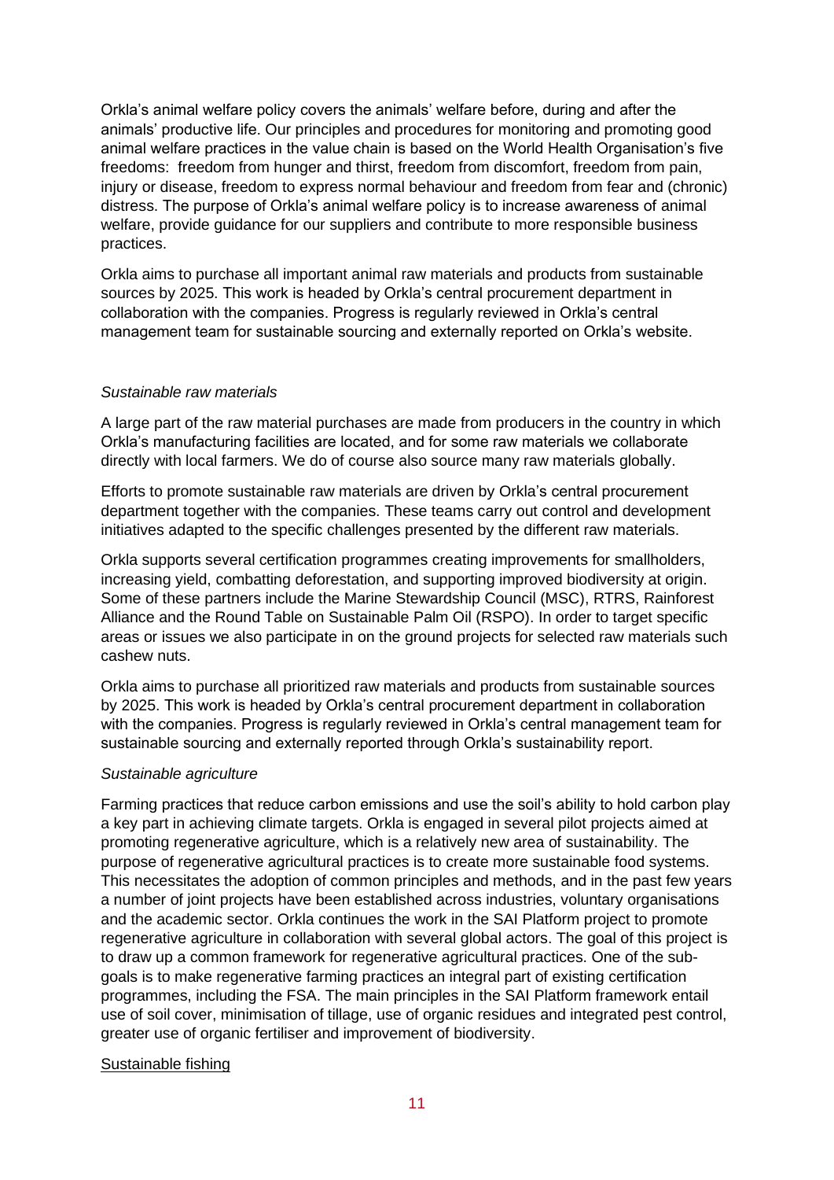Orkla's animal welfare policy covers the animals' welfare before, during and after the animals' productive life. Our principles and procedures for monitoring and promoting good animal welfare practices in the value chain is based on the World Health Organisation's five freedoms:  freedom from hunger and thirst, freedom from discomfort, freedom from pain, injury or disease, freedom to express normal behaviour and freedom from fear and (chronic) distress. The purpose of Orkla's animal welfare policy is to increase awareness of animal welfare, provide guidance for our suppliers and contribute to more responsible business practices.

Orkla aims to purchase all important animal raw materials and products from sustainable sources by 2025. This work is headed by Orkla's central procurement department in collaboration with the companies. Progress is regularly reviewed in Orkla's central management team for sustainable sourcing and externally reported on Orkla's website.

*Sustainable raw materials*

A large part of the raw material purchases are made from producers in the country in which Orkla's manufacturing facilities are located, and for some raw materials we collaborate directly with local farmers. We do of course also source many raw materials globally.

Efforts to promote sustainable raw materials are driven by Orkla's central procurement department together with the companies. These teams carry out control and development initiatives adapted to the specific challenges presented by the different raw materials.

Orkla supports several certification programmes creating improvements for smallholders, increasing yield, combatting deforestation, and supporting improved biodiversity at origin. Some of these partners include the Marine Stewardship Council (MSC), RTRS, Rainforest Alliance and the Round Table on Sustainable Palm Oil (RSPO). In order to target specific areas or issues we also participate in on the ground projects for selected raw materials such cashew nuts.

Orkla aims to purchase all prioritized raw materials and products from sustainable sources by 2025. This work is headed by Orkla's central procurement department in collaboration with the companies. Progress is regularly reviewed in Orkla's central management team for sustainable sourcing and externally reported through Orkla's sustainability report.

*Sustainable agriculture*

Farming practices that reduce carbon emissions and use the soil's ability to hold carbon play a key part in achieving climate targets. Orkla is engaged in several pilot projects aimed at promoting regenerative agriculture, which is a relatively new area of sustainability. The purpose of regenerative agricultural practices is to create more sustainable food systems. This necessitates the adoption of common principles and methods, and in the past few years a number of joint projects have been established across industries, voluntary organisations and the academic sector. Orkla continues the work in the SAI Platform project to promote regenerative agriculture in collaboration with several global actors. The goal of this project is to draw up a common framework for regenerative agricultural practices. One of the sub-goals is to make regenerative farming practices an integral part of existing certification programmes, including the FSA. The main principles in the SAI Platform framework entail use of soil cover, minimisation of tillage, use of organic residues and integrated pest control, greater use of organic fertiliser and improvement of biodiversity.

Sustainable fishing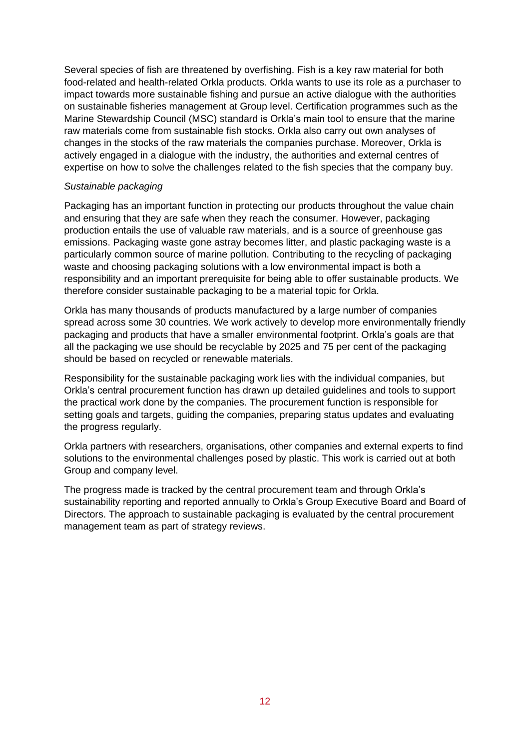Several species of fish are threatened by overfishing. Fish is a key raw material for both food-related and health-related Orkla products. Orkla wants to use its role as a purchaser to impact towards more sustainable fishing and pursue an active dialogue with the authorities on sustainable fisheries management at Group level. Certification programmes such as the Marine Stewardship Council (MSC) standard is Orkla's main tool to ensure that the marine raw materials come from sustainable fish stocks. Orkla also carry out own analyses of changes in the stocks of the raw materials the companies purchase. Moreover, Orkla is actively engaged in a dialogue with the industry, the authorities and external centres of expertise on how to solve the challenges related to the fish species that the company buy.

*Sustainable packaging*

Packaging has an important function in protecting our products throughout the value chain and ensuring that they are safe when they reach the consumer. However, packaging production entails the use of valuable raw materials, and is a source of greenhouse gas emissions. Packaging waste gone astray becomes litter, and plastic packaging waste is a particularly common source of marine pollution. Contributing to the recycling of packaging waste and choosing packaging solutions with a low environmental impact is both a responsibility and an important prerequisite for being able to offer sustainable products. We therefore consider sustainable packaging to be a material topic for Orkla.

Orkla has many thousands of products manufactured by a large number of companies spread across some 30 countries. We work actively to develop more environmentally friendly packaging and products that have a smaller environmental footprint. Orkla's goals are that all the packaging we use should be recyclable by 2025 and 75 per cent of the packaging should be based on recycled or renewable materials.

Responsibility for the sustainable packaging work lies with the individual companies, but Orkla's central procurement function has drawn up detailed guidelines and tools to support the practical work done by the companies. The procurement function is responsible for setting goals and targets, guiding the companies, preparing status updates and evaluating the progress regularly.

Orkla partners with researchers, organisations, other companies and external experts to find solutions to the environmental challenges posed by plastic. This work is carried out at both Group and company level.

The progress made is tracked by the central procurement team and through Orkla's sustainability reporting and reported annually to Orkla's Group Executive Board and Board of Directors. The approach to sustainable packaging is evaluated by the central procurement management team as part of strategy reviews.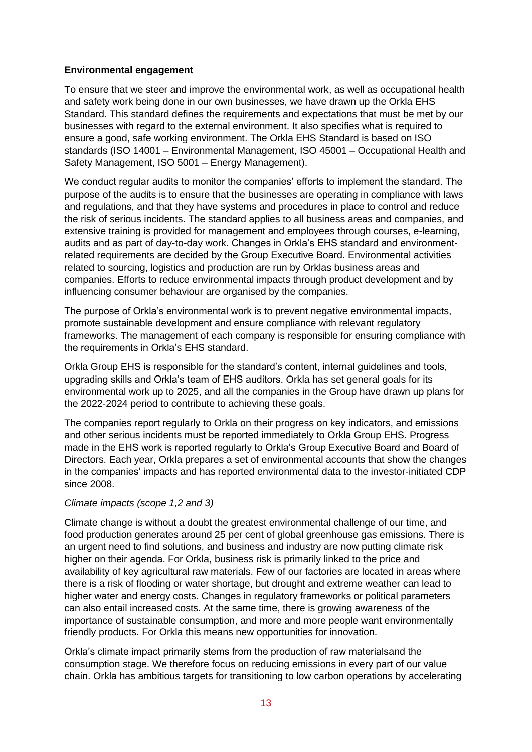**Environmental engagement**

To ensure that we steer and improve the environmental work, as well as occupational health and safety work being done in our own businesses, we have drawn up the Orkla EHS Standard. This standard defines the requirements and expectations that must be met by our businesses with regard to the external environment. It also specifies what is required to ensure a good, safe working environment. The Orkla EHS Standard is based on ISO standards (ISO 14001 – Environmental Management, ISO 45001 – Occupational Health and Safety Management, ISO 5001 – Energy Management).

We conduct regular audits to monitor the companies' efforts to implement the standard. The purpose of the audits is to ensure that the businesses are operating in compliance with laws and regulations, and that they have systems and procedures in place to control and reduce the risk of serious incidents. The standard applies to all business areas and companies, and extensive training is provided for management and employees through courses, e-learning, audits and as part of day-to-day work. Changes in Orkla's EHS standard and environment-related requirements are decided by the Group Executive Board. Environmental activities related to sourcing, logistics and production are run by Orklas business areas and companies. Efforts to reduce environmental impacts through product development and by influencing consumer behaviour are organised by the companies.

The purpose of Orkla's environmental work is to prevent negative environmental impacts, promote sustainable development and ensure compliance with relevant regulatory frameworks. The management of each company is responsible for ensuring compliance with the requirements in Orkla's EHS standard.

Orkla Group EHS is responsible for the standard's content, internal guidelines and tools, upgrading skills and Orkla's team of EHS auditors. Orkla has set general goals for its environmental work up to 2025, and all the companies in the Group have drawn up plans for the 2022-2024 period to contribute to achieving these goals.

The companies report regularly to Orkla on their progress on key indicators, and emissions and other serious incidents must be reported immediately to Orkla Group EHS. Progress made in the EHS work is reported regularly to Orkla's Group Executive Board and Board of Directors. Each year, Orkla prepares a set of environmental accounts that show the changes in the companies' impacts and has reported environmental data to the investor-initiated CDP since 2008.

*Climate impacts (scope 1,2 and 3)*

Climate change is without a doubt the greatest environmental challenge of our time, and food production generates around 25 per cent of global greenhouse gas emissions. There is an urgent need to find solutions, and business and industry are now putting climate risk higher on their agenda. For Orkla, business risk is primarily linked to the price and availability of key agricultural raw materials. Few of our factories are located in areas where there is a risk of flooding or water shortage, but drought and extreme weather can lead to higher water and energy costs. Changes in regulatory frameworks or political parameters can also entail increased costs. At the same time, there is growing awareness of the importance of sustainable consumption, and more and more people want environmentally friendly products. For Orkla this means new opportunities for innovation.

Orkla's climate impact primarily stems from the production of raw materialsand the consumption stage. We therefore focus on reducing emissions in every part of our value chain. Orkla has ambitious targets for transitioning to low carbon operations by accelerating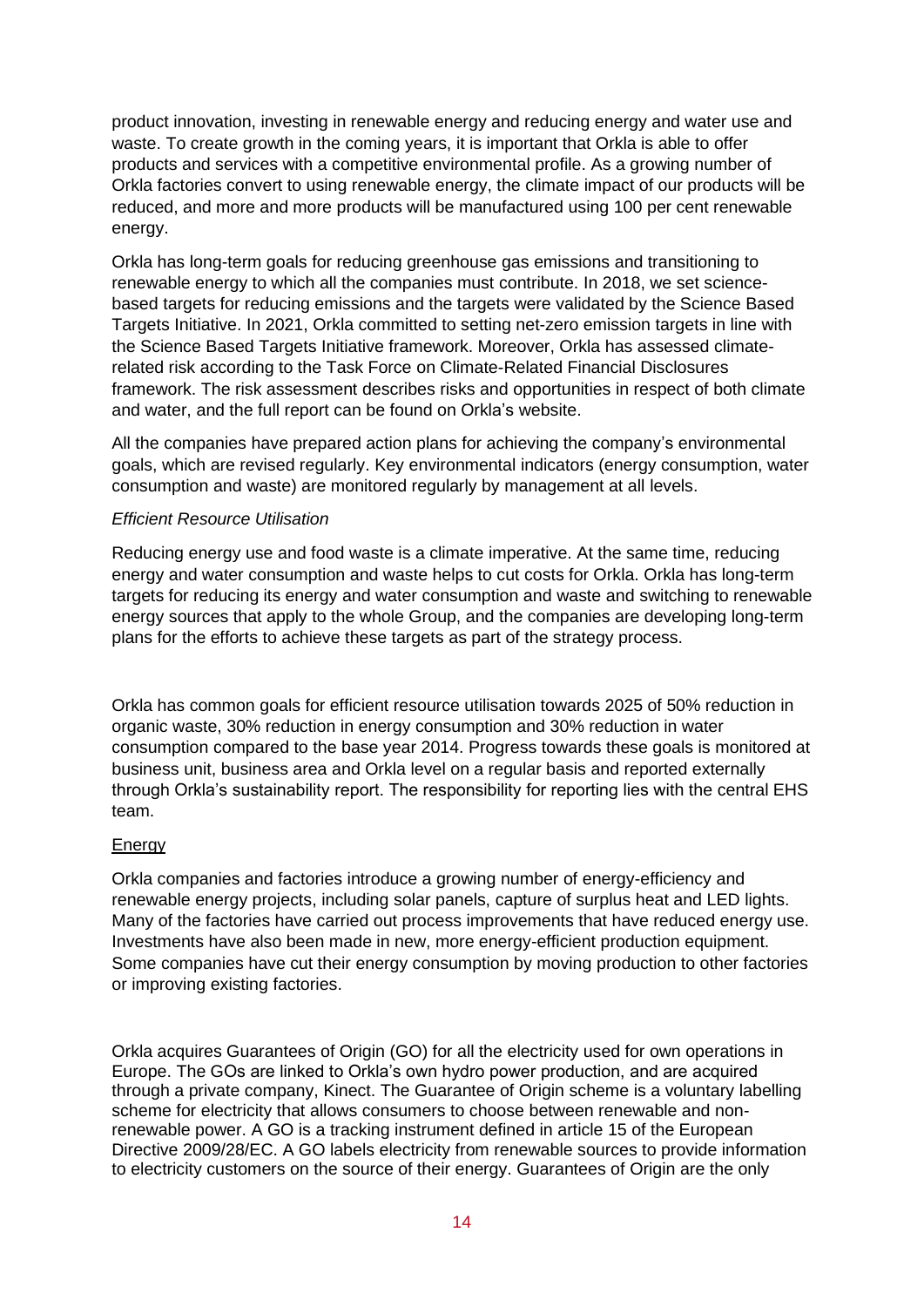product innovation, investing in renewable energy and reducing energy and water use and waste. To create growth in the coming years, it is important that Orkla is able to offer products and services with a competitive environmental profile. As a growing number of Orkla factories convert to using renewable energy, the climate impact of our products will be reduced, and more and more products will be manufactured using 100 per cent renewable energy.

Orkla has long-term goals for reducing greenhouse gas emissions and transitioning to renewable energy to which all the companies must contribute. In 2018, we set science-based targets for reducing emissions and the targets were validated by the Science Based Targets Initiative. In 2021, Orkla committed to setting net-zero emission targets in line with the Science Based Targets Initiative framework. Moreover, Orkla has assessed climate-related risk according to the Task Force on Climate-Related Financial Disclosures framework. The risk assessment describes risks and opportunities in respect of both climate and water, and the full report can be found on Orkla's website.

All the companies have prepared action plans for achieving the company's environmental goals, which are revised regularly. Key environmental indicators (energy consumption, water consumption and waste) are monitored regularly by management at all levels.

*Efficient Resource Utilisation*

Reducing energy use and food waste is a climate imperative. At the same time, reducing energy and water consumption and waste helps to cut costs for Orkla. Orkla has long-term targets for reducing its energy and water consumption and waste and switching to renewable energy sources that apply to the whole Group, and the companies are developing long-term plans for the efforts to achieve these targets as part of the strategy process.

Orkla has common goals for efficient resource utilisation towards 2025 of 50% reduction in organic waste, 30% reduction in energy consumption and 30% reduction in water consumption compared to the base year 2014. Progress towards these goals is monitored at business unit, business area and Orkla level on a regular basis and reported externally through Orkla's sustainability report. The responsibility for reporting lies with the central EHS team.

<u>Energy</u>

Orkla companies and factories introduce a growing number of energy-efficiency and renewable energy projects, including solar panels, capture of surplus heat and LED lights. Many of the factories have carried out process improvements that have reduced energy use. Investments have also been made in new, more energy-efficient production equipment. Some companies have cut their energy consumption by moving production to other factories or improving existing factories.

Orkla acquires Guarantees of Origin (GO) for all the electricity used for own operations in Europe. The GOs are linked to Orkla's own hydro power production, and are acquired through a private company, Kinect. The Guarantee of Origin scheme is a voluntary labelling scheme for electricity that allows consumers to choose between renewable and non-renewable power. A GO is a tracking instrument defined in article 15 of the European Directive 2009/28/EC. A GO labels electricity from renewable sources to provide information to electricity customers on the source of their energy. Guarantees of Origin are the only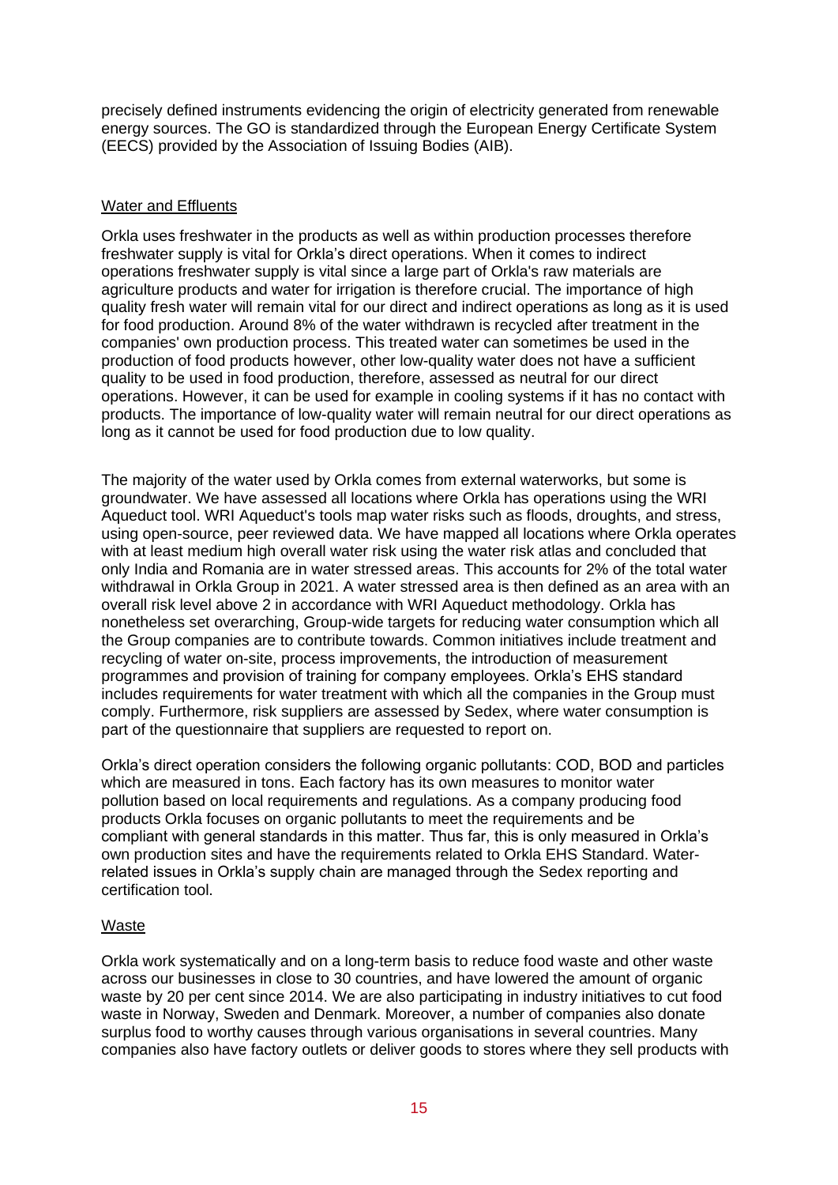precisely defined instruments evidencing the origin of electricity generated from renewable energy sources. The GO is standardized through the European Energy Certificate System (EECS) provided by the Association of Issuing Bodies (AIB).

### Water and Effluents

Orkla uses freshwater in the products as well as within production processes therefore freshwater supply is vital for Orkla's direct operations. When it comes to indirect operations freshwater supply is vital since a large part of Orkla's raw materials are agriculture products and water for irrigation is therefore crucial. The importance of high quality fresh water will remain vital for our direct and indirect operations as long as it is used for food production. Around 8% of the water withdrawn is recycled after treatment in the companies' own production process. This treated water can sometimes be used in the production of food products however, other low-quality water does not have a sufficient quality to be used in food production, therefore, assessed as neutral for our direct operations. However, it can be used for example in cooling systems if it has no contact with products. The importance of low-quality water will remain neutral for our direct operations as long as it cannot be used for food production due to low quality.

The majority of the water used by Orkla comes from external waterworks, but some is groundwater. We have assessed all locations where Orkla has operations using the WRI Aqueduct tool. WRI Aqueduct's tools map water risks such as floods, droughts, and stress, using open-source, peer reviewed data. We have mapped all locations where Orkla operates with at least medium high overall water risk using the water risk atlas and concluded that only India and Romania are in water stressed areas. This accounts for 2% of the total water withdrawal in Orkla Group in 2021. A water stressed area is then defined as an area with an overall risk level above 2 in accordance with WRI Aqueduct methodology. Orkla has nonetheless set overarching, Group-wide targets for reducing water consumption which all the Group companies are to contribute towards. Common initiatives include treatment and recycling of water on-site, process improvements, the introduction of measurement programmes and provision of training for company employees. Orkla's EHS standard includes requirements for water treatment with which all the companies in the Group must comply. Furthermore, risk suppliers are assessed by Sedex, where water consumption is part of the questionnaire that suppliers are requested to report on.

Orkla's direct operation considers the following organic pollutants: COD, BOD and particles which are measured in tons. Each factory has its own measures to monitor water pollution based on local requirements and regulations. As a company producing food products Orkla focuses on organic pollutants to meet the requirements and be compliant with general standards in this matter. Thus far, this is only measured in Orkla's own production sites and have the requirements related to Orkla EHS Standard. Water-related issues in Orkla's supply chain are managed through the Sedex reporting and certification tool.

### Waste

Orkla work systematically and on a long-term basis to reduce food waste and other waste across our businesses in close to 30 countries, and have lowered the amount of organic waste by 20 per cent since 2014. We are also participating in industry initiatives to cut food waste in Norway, Sweden and Denmark. Moreover, a number of companies also donate surplus food to worthy causes through various organisations in several countries. Many companies also have factory outlets or deliver goods to stores where they sell products with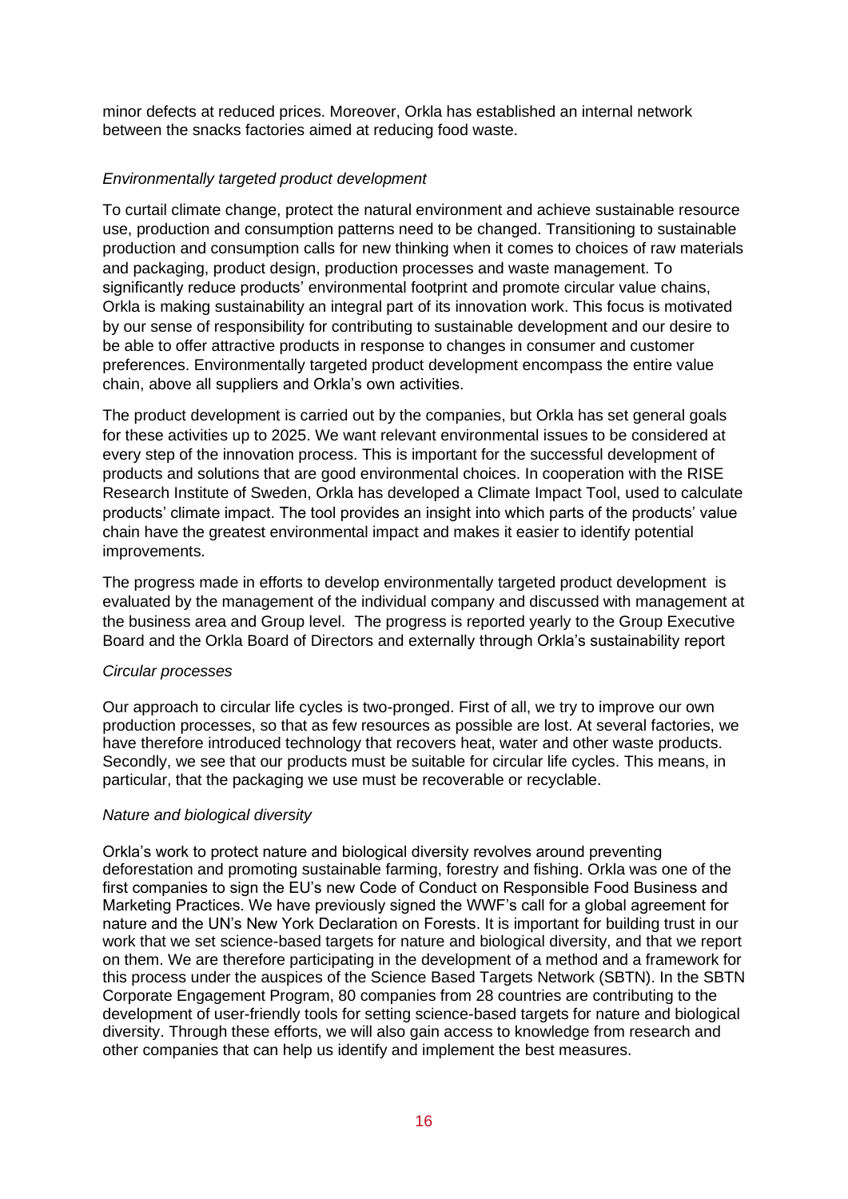minor defects at reduced prices. Moreover, Orkla has established an internal network between the snacks factories aimed at reducing food waste.

*Environmentally targeted product development*

To curtail climate change, protect the natural environment and achieve sustainable resource use, production and consumption patterns need to be changed. Transitioning to sustainable production and consumption calls for new thinking when it comes to choices of raw materials and packaging, product design, production processes and waste management. To significantly reduce products' environmental footprint and promote circular value chains, Orkla is making sustainability an integral part of its innovation work. This focus is motivated by our sense of responsibility for contributing to sustainable development and our desire to be able to offer attractive products in response to changes in consumer and customer preferences. Environmentally targeted product development encompass the entire value chain, above all suppliers and Orkla's own activities.

The product development is carried out by the companies, but Orkla has set general goals for these activities up to 2025. We want relevant environmental issues to be considered at every step of the innovation process. This is important for the successful development of products and solutions that are good environmental choices. In cooperation with the RISE Research Institute of Sweden, Orkla has developed a Climate Impact Tool, used to calculate products' climate impact. The tool provides an insight into which parts of the products' value chain have the greatest environmental impact and makes it easier to identify potential improvements.

The progress made in efforts to develop environmentally targeted product development is evaluated by the management of the individual company and discussed with management at the business area and Group level. The progress is reported yearly to the Group Executive Board and the Orkla Board of Directors and externally through Orkla's sustainability report

*Circular processes*

Our approach to circular life cycles is two-pronged. First of all, we try to improve our own production processes, so that as few resources as possible are lost. At several factories, we have therefore introduced technology that recovers heat, water and other waste products. Secondly, we see that our products must be suitable for circular life cycles. This means, in particular, that the packaging we use must be recoverable or recyclable.

*Nature and biological diversity*

Orkla's work to protect nature and biological diversity revolves around preventing deforestation and promoting sustainable farming, forestry and fishing. Orkla was one of the first companies to sign the EU's new Code of Conduct on Responsible Food Business and Marketing Practices. We have previously signed the WWF's call for a global agreement for nature and the UN's New York Declaration on Forests. It is important for building trust in our work that we set science-based targets for nature and biological diversity, and that we report on them. We are therefore participating in the development of a method and a framework for this process under the auspices of the Science Based Targets Network (SBTN). In the SBTN Corporate Engagement Program, 80 companies from 28 countries are contributing to the development of user-friendly tools for setting science-based targets for nature and biological diversity. Through these efforts, we will also gain access to knowledge from research and other companies that can help us identify and implement the best measures.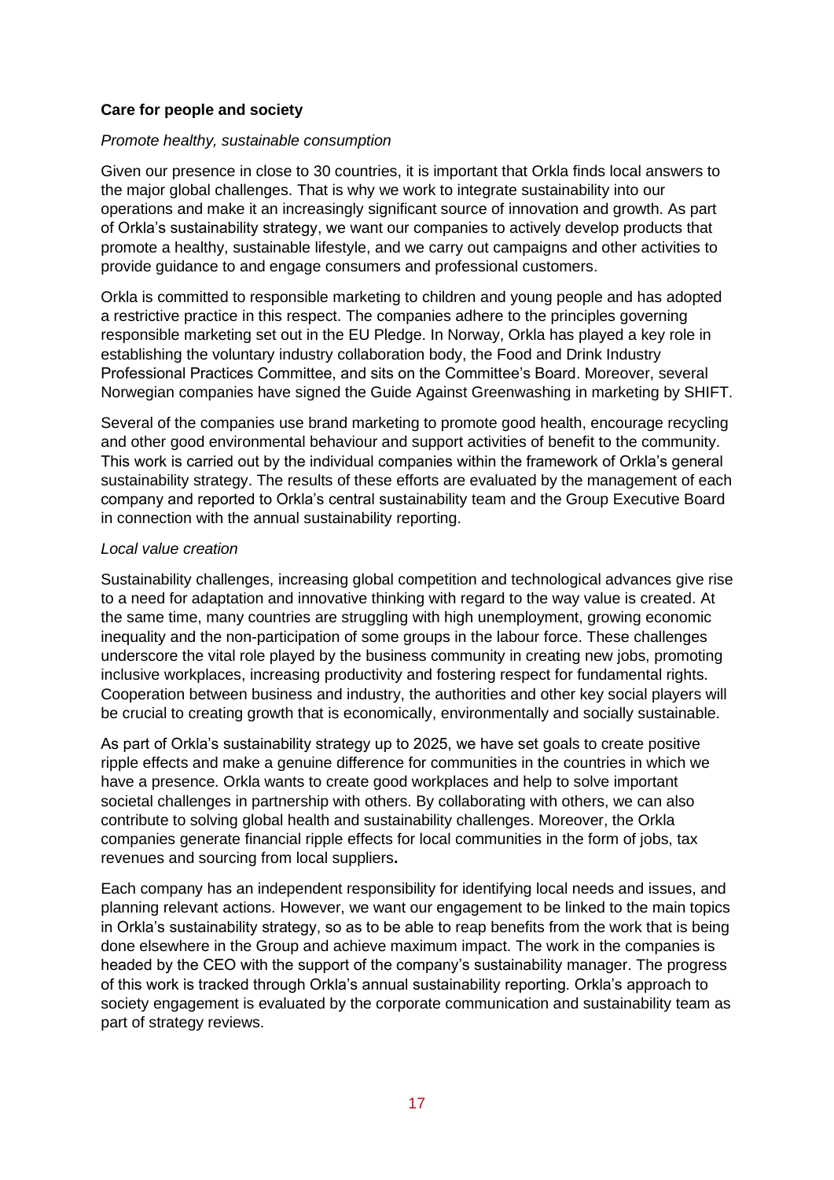**Care for people and society**

*Promote healthy, sustainable consumption*

Given our presence in close to 30 countries, it is important that Orkla finds local answers to the major global challenges. That is why we work to integrate sustainability into our operations and make it an increasingly significant source of innovation and growth. As part of Orkla's sustainability strategy, we want our companies to actively develop products that promote a healthy, sustainable lifestyle, and we carry out campaigns and other activities to provide guidance to and engage consumers and professional customers.

Orkla is committed to responsible marketing to children and young people and has adopted a restrictive practice in this respect. The companies adhere to the principles governing responsible marketing set out in the EU Pledge. In Norway, Orkla has played a key role in establishing the voluntary industry collaboration body, the Food and Drink Industry Professional Practices Committee, and sits on the Committee's Board. Moreover, several Norwegian companies have signed the Guide Against Greenwashing in marketing by SHIFT.

Several of the companies use brand marketing to promote good health, encourage recycling and other good environmental behaviour and support activities of benefit to the community. This work is carried out by the individual companies within the framework of Orkla's general sustainability strategy. The results of these efforts are evaluated by the management of each company and reported to Orkla's central sustainability team and the Group Executive Board in connection with the annual sustainability reporting.

*Local value creation*

Sustainability challenges, increasing global competition and technological advances give rise to a need for adaptation and innovative thinking with regard to the way value is created. At the same time, many countries are struggling with high unemployment, growing economic inequality and the non-participation of some groups in the labour force. These challenges underscore the vital role played by the business community in creating new jobs, promoting inclusive workplaces, increasing productivity and fostering respect for fundamental rights. Cooperation between business and industry, the authorities and other key social players will be crucial to creating growth that is economically, environmentally and socially sustainable.

As part of Orkla's sustainability strategy up to 2025, we have set goals to create positive ripple effects and make a genuine difference for communities in the countries in which we have a presence. Orkla wants to create good workplaces and help to solve important societal challenges in partnership with others. By collaborating with others, we can also contribute to solving global health and sustainability challenges. Moreover, the Orkla companies generate financial ripple effects for local communities in the form of jobs, tax revenues and sourcing from local suppliers**.**

Each company has an independent responsibility for identifying local needs and issues, and planning relevant actions. However, we want our engagement to be linked to the main topics in Orkla's sustainability strategy, so as to be able to reap benefits from the work that is being done elsewhere in the Group and achieve maximum impact. The work in the companies is headed by the CEO with the support of the company's sustainability manager. The progress of this work is tracked through Orkla's annual sustainability reporting. Orkla's approach to society engagement is evaluated by the corporate communication and sustainability team as part of strategy reviews.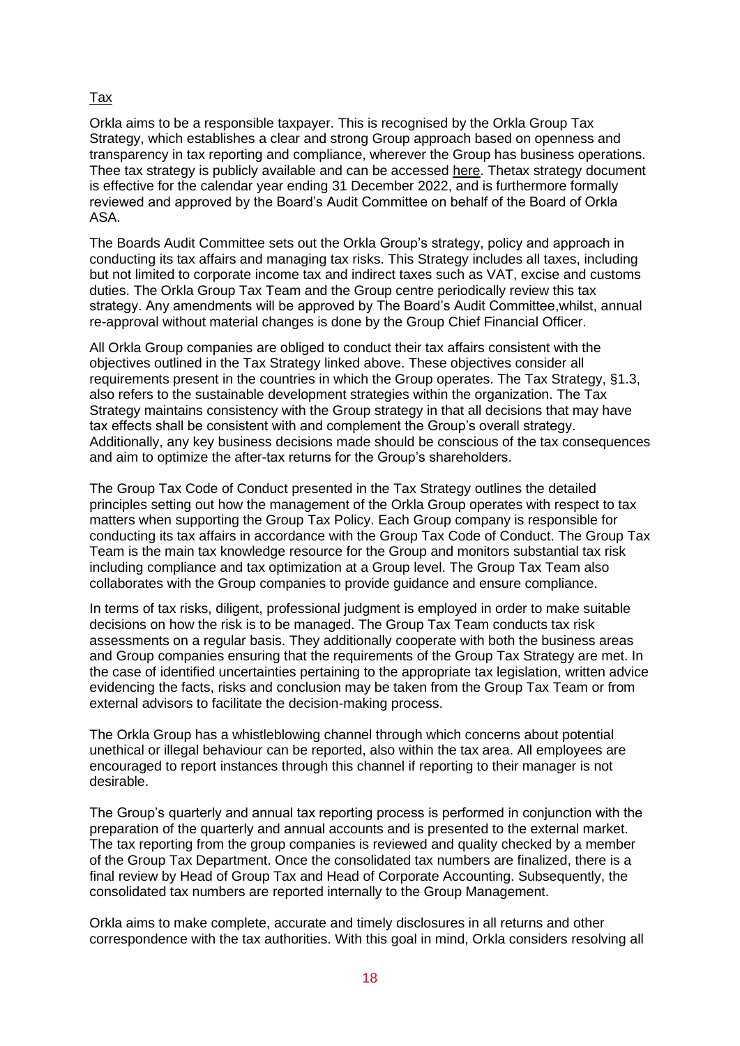Tax

Orkla aims to be a responsible taxpayer. This is recognised by the Orkla Group Tax Strategy, which establishes a clear and strong Group approach based on openness and transparency in tax reporting and compliance, wherever the Group has business operations. Thee tax strategy is publicly available and can be accessed here. Thetax strategy document is effective for the calendar year ending 31 December 2022, and is furthermore formally reviewed and approved by the Board's Audit Committee on behalf of the Board of Orkla ASA.

The Boards Audit Committee sets out the Orkla Group's strategy, policy and approach in conducting its tax affairs and managing tax risks. This Strategy includes all taxes, including but not limited to corporate income tax and indirect taxes such as VAT, excise and customs duties. The Orkla Group Tax Team and the Group centre periodically review this tax strategy. Any amendments will be approved by The Board's Audit Committee,whilst, annual re-approval without material changes is done by the Group Chief Financial Officer.

All Orkla Group companies are obliged to conduct their tax affairs consistent with the objectives outlined in the Tax Strategy linked above. These objectives consider all requirements present in the countries in which the Group operates. The Tax Strategy, §1.3, also refers to the sustainable development strategies within the organization. The Tax Strategy maintains consistency with the Group strategy in that all decisions that may have tax effects shall be consistent with and complement the Group's overall strategy. Additionally, any key business decisions made should be conscious of the tax consequences and aim to optimize the after-tax returns for the Group's shareholders.

The Group Tax Code of Conduct presented in the Tax Strategy outlines the detailed principles setting out how the management of the Orkla Group operates with respect to tax matters when supporting the Group Tax Policy. Each Group company is responsible for conducting its tax affairs in accordance with the Group Tax Code of Conduct. The Group Tax Team is the main tax knowledge resource for the Group and monitors substantial tax risk including compliance and tax optimization at a Group level. The Group Tax Team also collaborates with the Group companies to provide guidance and ensure compliance.

In terms of tax risks, diligent, professional judgment is employed in order to make suitable decisions on how the risk is to be managed. The Group Tax Team conducts tax risk assessments on a regular basis. They additionally cooperate with both the business areas and Group companies ensuring that the requirements of the Group Tax Strategy are met. In the case of identified uncertainties pertaining to the appropriate tax legislation, written advice evidencing the facts, risks and conclusion may be taken from the Group Tax Team or from external advisors to facilitate the decision-making process.

The Orkla Group has a whistleblowing channel through which concerns about potential unethical or illegal behaviour can be reported, also within the tax area. All employees are encouraged to report instances through this channel if reporting to their manager is not desirable.

The Group's quarterly and annual tax reporting process is performed in conjunction with the preparation of the quarterly and annual accounts and is presented to the external market. The tax reporting from the group companies is reviewed and quality checked by a member of the Group Tax Department. Once the consolidated tax numbers are finalized, there is a final review by Head of Group Tax and Head of Corporate Accounting. Subsequently, the consolidated tax numbers are reported internally to the Group Management.

Orkla aims to make complete, accurate and timely disclosures in all returns and other correspondence with the tax authorities. With this goal in mind, Orkla considers resolving all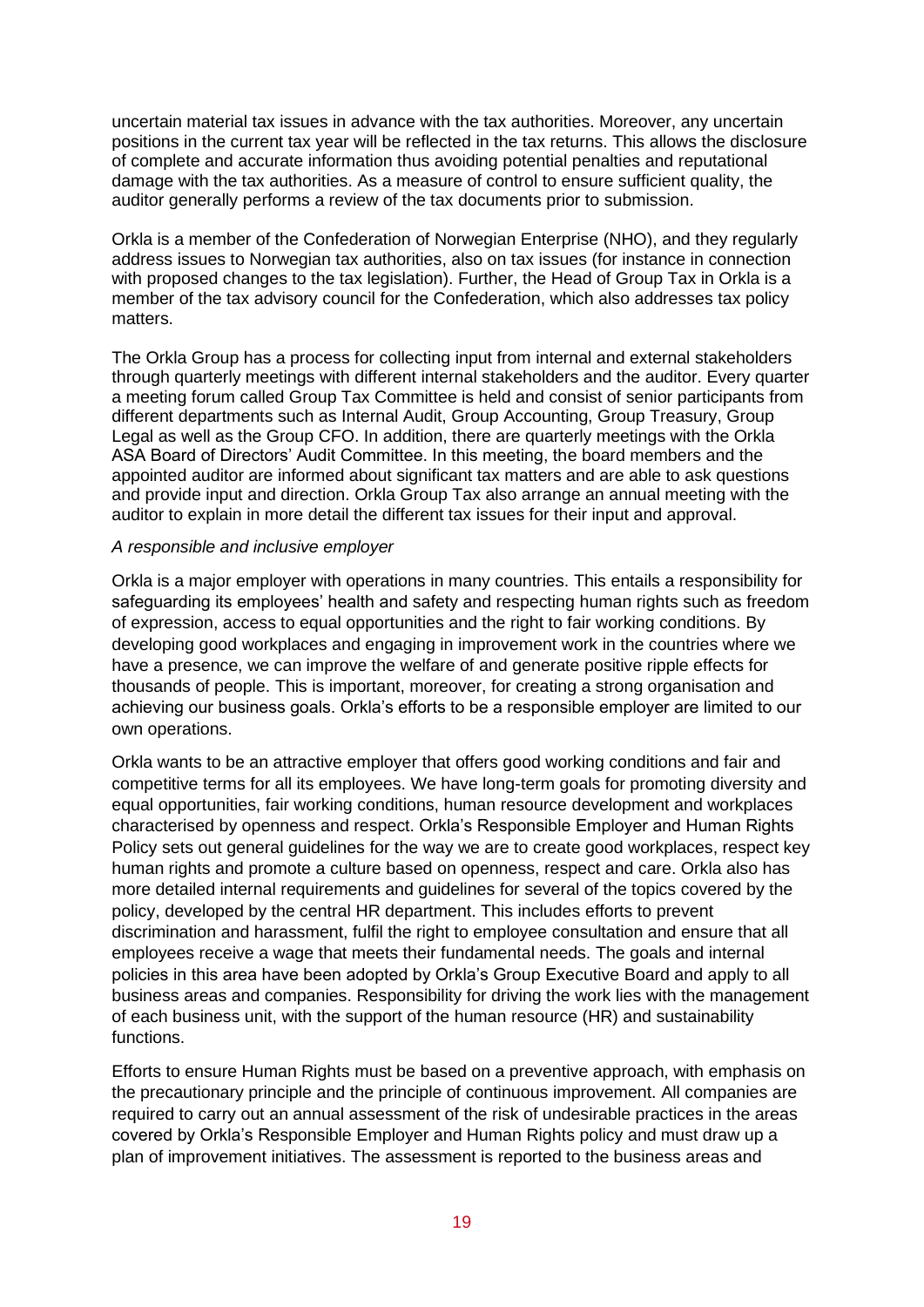uncertain material tax issues in advance with the tax authorities. Moreover, any uncertain positions in the current tax year will be reflected in the tax returns. This allows the disclosure of complete and accurate information thus avoiding potential penalties and reputational damage with the tax authorities. As a measure of control to ensure sufficient quality, the auditor generally performs a review of the tax documents prior to submission.

Orkla is a member of the Confederation of Norwegian Enterprise (NHO), and they regularly address issues to Norwegian tax authorities, also on tax issues (for instance in connection with proposed changes to the tax legislation). Further, the Head of Group Tax in Orkla is a member of the tax advisory council for the Confederation, which also addresses tax policy matters.

The Orkla Group has a process for collecting input from internal and external stakeholders through quarterly meetings with different internal stakeholders and the auditor. Every quarter a meeting forum called Group Tax Committee is held and consist of senior participants from different departments such as Internal Audit, Group Accounting, Group Treasury, Group Legal as well as the Group CFO. In addition, there are quarterly meetings with the Orkla ASA Board of Directors' Audit Committee. In this meeting, the board members and the appointed auditor are informed about significant tax matters and are able to ask questions and provide input and direction. Orkla Group Tax also arrange an annual meeting with the auditor to explain in more detail the different tax issues for their input and approval.

*A responsible and inclusive employer*

Orkla is a major employer with operations in many countries. This entails a responsibility for safeguarding its employees' health and safety and respecting human rights such as freedom of expression, access to equal opportunities and the right to fair working conditions. By developing good workplaces and engaging in improvement work in the countries where we have a presence, we can improve the welfare of and generate positive ripple effects for thousands of people. This is important, moreover, for creating a strong organisation and achieving our business goals. Orkla's efforts to be a responsible employer are limited to our own operations.

Orkla wants to be an attractive employer that offers good working conditions and fair and competitive terms for all its employees. We have long-term goals for promoting diversity and equal opportunities, fair working conditions, human resource development and workplaces characterised by openness and respect. Orkla's Responsible Employer and Human Rights Policy sets out general guidelines for the way we are to create good workplaces, respect key human rights and promote a culture based on openness, respect and care. Orkla also has more detailed internal requirements and guidelines for several of the topics covered by the policy, developed by the central HR department. This includes efforts to prevent discrimination and harassment, fulfil the right to employee consultation and ensure that all employees receive a wage that meets their fundamental needs. The goals and internal policies in this area have been adopted by Orkla's Group Executive Board and apply to all business areas and companies. Responsibility for driving the work lies with the management of each business unit, with the support of the human resource (HR) and sustainability functions.

Efforts to ensure Human Rights must be based on a preventive approach, with emphasis on the precautionary principle and the principle of continuous improvement. All companies are required to carry out an annual assessment of the risk of undesirable practices in the areas covered by Orkla's Responsible Employer and Human Rights policy and must draw up a plan of improvement initiatives. The assessment is reported to the business areas and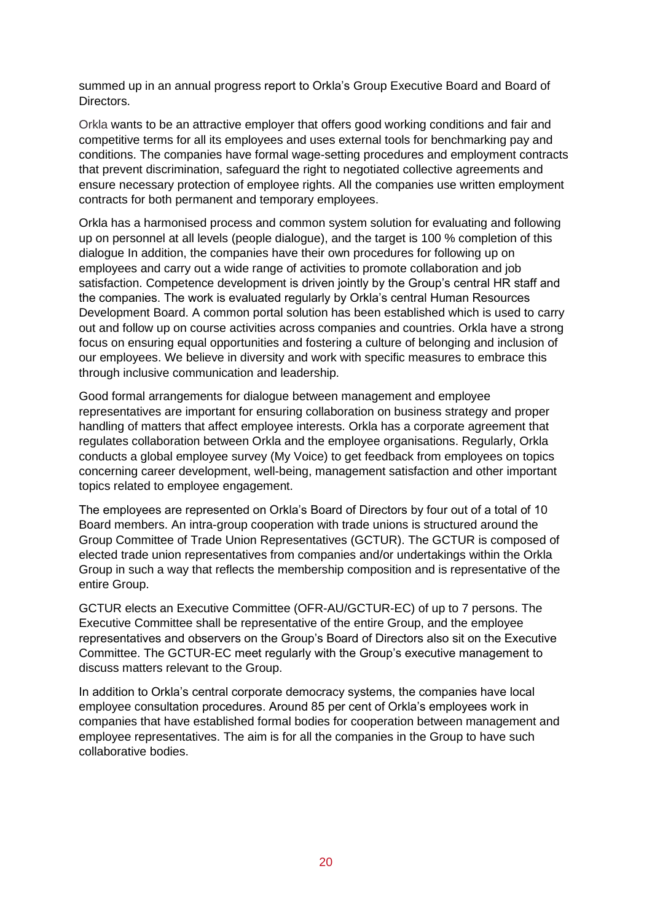summed up in an annual progress report to Orkla's Group Executive Board and Board of Directors.

Orkla wants to be an attractive employer that offers good working conditions and fair and competitive terms for all its employees and uses external tools for benchmarking pay and conditions. The companies have formal wage-setting procedures and employment contracts that prevent discrimination, safeguard the right to negotiated collective agreements and ensure necessary protection of employee rights. All the companies use written employment contracts for both permanent and temporary employees.

Orkla has a harmonised process and common system solution for evaluating and following up on personnel at all levels (people dialogue), and the target is 100 % completion of this dialogue In addition, the companies have their own procedures for following up on employees and carry out a wide range of activities to promote collaboration and job satisfaction. Competence development is driven jointly by the Group's central HR staff and the companies. The work is evaluated regularly by Orkla's central Human Resources Development Board. A common portal solution has been established which is used to carry out and follow up on course activities across companies and countries. Orkla have a strong focus on ensuring equal opportunities and fostering a culture of belonging and inclusion of our employees. We believe in diversity and work with specific measures to embrace this through inclusive communication and leadership.

Good formal arrangements for dialogue between management and employee representatives are important for ensuring collaboration on business strategy and proper handling of matters that affect employee interests. Orkla has a corporate agreement that regulates collaboration between Orkla and the employee organisations. Regularly, Orkla conducts a global employee survey (My Voice) to get feedback from employees on topics concerning career development, well-being, management satisfaction and other important topics related to employee engagement.

The employees are represented on Orkla's Board of Directors by four out of a total of 10 Board members. An intra-group cooperation with trade unions is structured around the Group Committee of Trade Union Representatives (GCTUR). The GCTUR is composed of elected trade union representatives from companies and/or undertakings within the Orkla Group in such a way that reflects the membership composition and is representative of the entire Group.

GCTUR elects an Executive Committee (OFR-AU/GCTUR-EC) of up to 7 persons. The Executive Committee shall be representative of the entire Group, and the employee representatives and observers on the Group's Board of Directors also sit on the Executive Committee. The GCTUR-EC meet regularly with the Group's executive management to discuss matters relevant to the Group.

In addition to Orkla's central corporate democracy systems, the companies have local employee consultation procedures. Around 85 per cent of Orkla's employees work in companies that have established formal bodies for cooperation between management and employee representatives. The aim is for all the companies in the Group to have such collaborative bodies.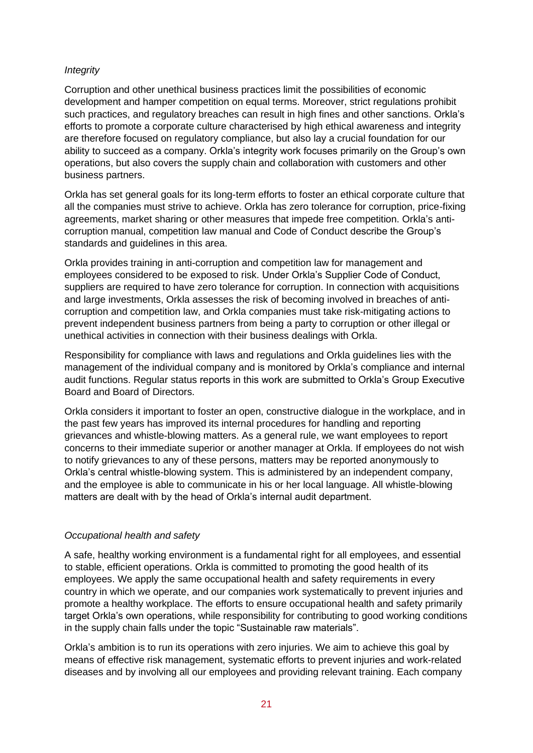*Integrity*

Corruption and other unethical business practices limit the possibilities of economic development and hamper competition on equal terms. Moreover, strict regulations prohibit such practices, and regulatory breaches can result in high fines and other sanctions. Orkla's efforts to promote a corporate culture characterised by high ethical awareness and integrity are therefore focused on regulatory compliance, but also lay a crucial foundation for our ability to succeed as a company. Orkla's integrity work focuses primarily on the Group's own operations, but also covers the supply chain and collaboration with customers and other business partners.

Orkla has set general goals for its long-term efforts to foster an ethical corporate culture that all the companies must strive to achieve. Orkla has zero tolerance for corruption, price-fixing agreements, market sharing or other measures that impede free competition. Orkla's anti-corruption manual, competition law manual and Code of Conduct describe the Group's standards and guidelines in this area.

Orkla provides training in anti-corruption and competition law for management and employees considered to be exposed to risk. Under Orkla's Supplier Code of Conduct, suppliers are required to have zero tolerance for corruption. In connection with acquisitions and large investments, Orkla assesses the risk of becoming involved in breaches of anti-corruption and competition law, and Orkla companies must take risk-mitigating actions to prevent independent business partners from being a party to corruption or other illegal or unethical activities in connection with their business dealings with Orkla.

Responsibility for compliance with laws and regulations and Orkla guidelines lies with the management of the individual company and is monitored by Orkla's compliance and internal audit functions. Regular status reports in this work are submitted to Orkla's Group Executive Board and Board of Directors.

Orkla considers it important to foster an open, constructive dialogue in the workplace, and in the past few years has improved its internal procedures for handling and reporting grievances and whistle-blowing matters. As a general rule, we want employees to report concerns to their immediate superior or another manager at Orkla. If employees do not wish to notify grievances to any of these persons, matters may be reported anonymously to Orkla's central whistle-blowing system. This is administered by an independent company, and the employee is able to communicate in his or her local language. All whistle-blowing matters are dealt with by the head of Orkla's internal audit department.

*Occupational health and safety*

A safe, healthy working environment is a fundamental right for all employees, and essential to stable, efficient operations. Orkla is committed to promoting the good health of its employees. We apply the same occupational health and safety requirements in every country in which we operate, and our companies work systematically to prevent injuries and promote a healthy workplace. The efforts to ensure occupational health and safety primarily target Orkla's own operations, while responsibility for contributing to good working conditions in the supply chain falls under the topic "Sustainable raw materials".

Orkla's ambition is to run its operations with zero injuries. We aim to achieve this goal by means of effective risk management, systematic efforts to prevent injuries and work-related diseases and by involving all our employees and providing relevant training. Each company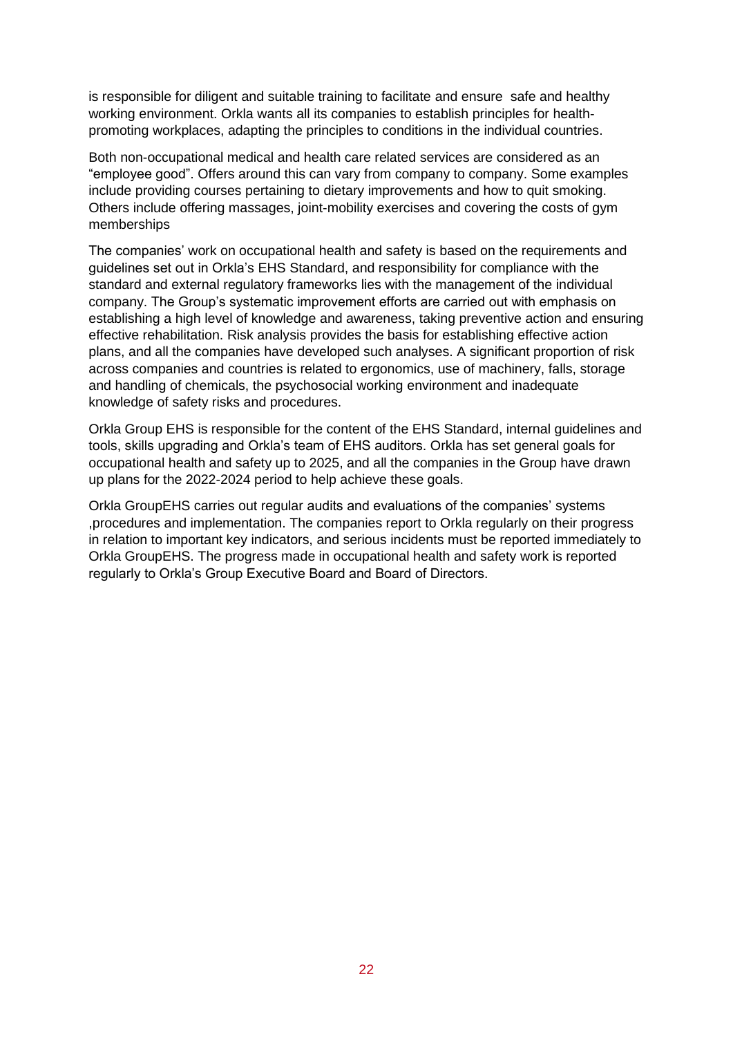is responsible for diligent and suitable training to facilitate and ensure safe and healthy working environment. Orkla wants all its companies to establish principles for health-promoting workplaces, adapting the principles to conditions in the individual countries.

Both non-occupational medical and health care related services are considered as an "employee good". Offers around this can vary from company to company. Some examples include providing courses pertaining to dietary improvements and how to quit smoking. Others include offering massages, joint-mobility exercises and covering the costs of gym memberships

The companies' work on occupational health and safety is based on the requirements and guidelines set out in Orkla's EHS Standard, and responsibility for compliance with the standard and external regulatory frameworks lies with the management of the individual company. The Group's systematic improvement efforts are carried out with emphasis on establishing a high level of knowledge and awareness, taking preventive action and ensuring effective rehabilitation. Risk analysis provides the basis for establishing effective action plans, and all the companies have developed such analyses. A significant proportion of risk across companies and countries is related to ergonomics, use of machinery, falls, storage and handling of chemicals, the psychosocial working environment and inadequate knowledge of safety risks and procedures.

Orkla Group EHS is responsible for the content of the EHS Standard, internal guidelines and tools, skills upgrading and Orkla's team of EHS auditors. Orkla has set general goals for occupational health and safety up to 2025, and all the companies in the Group have drawn up plans for the 2022-2024 period to help achieve these goals.

Orkla GroupEHS carries out regular audits and evaluations of the companies' systems ,procedures and implementation. The companies report to Orkla regularly on their progress in relation to important key indicators, and serious incidents must be reported immediately to Orkla GroupEHS. The progress made in occupational health and safety work is reported regularly to Orkla's Group Executive Board and Board of Directors.